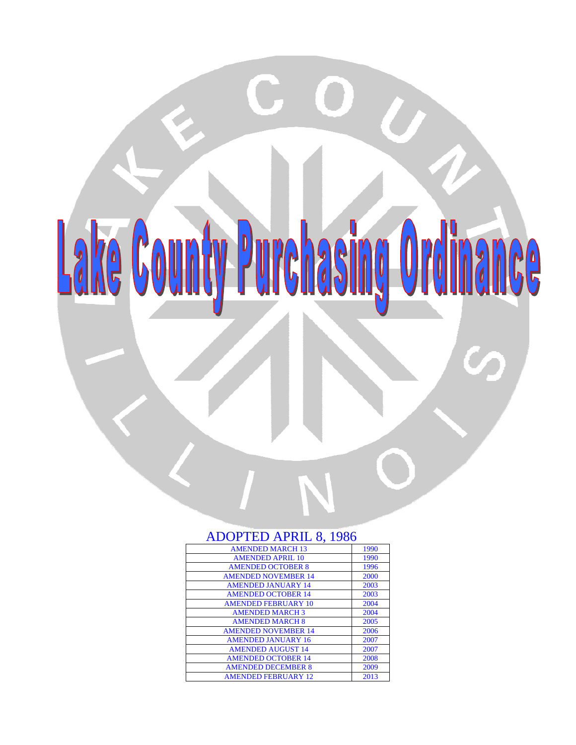# Lake County Purchasing Ordinance

ADOPTED APRIL 8, 1986

| AMENDED MARCH 13 | 1990 |
|---|---|
| AMENDED APRIL 10 | 1990 |
| AMENDED OCTOBER 8 | 1996 |
| AMENDED NOVEMBER 14 | 2000 |
| AMENDED JANUARY 14 | 2003 |
| AMENDED OCTOBER 14 | 2003 |
| AMENDED FEBRUARY 10 | 2004 |
| AMENDED MARCH 3 | 2004 |
| AMENDED MARCH 8 | 2005 |
| AMENDED NOVEMBER 14 | 2006 |
| AMENDED JANUARY 16 | 2007 |
| AMENDED AUGUST 14 | 2007 |
| AMENDED OCTOBER 14 | 2008 |
| AMENDED DECEMBER 8 | 2009 |
| AMENDED FEBRUARY 12 | 2013 |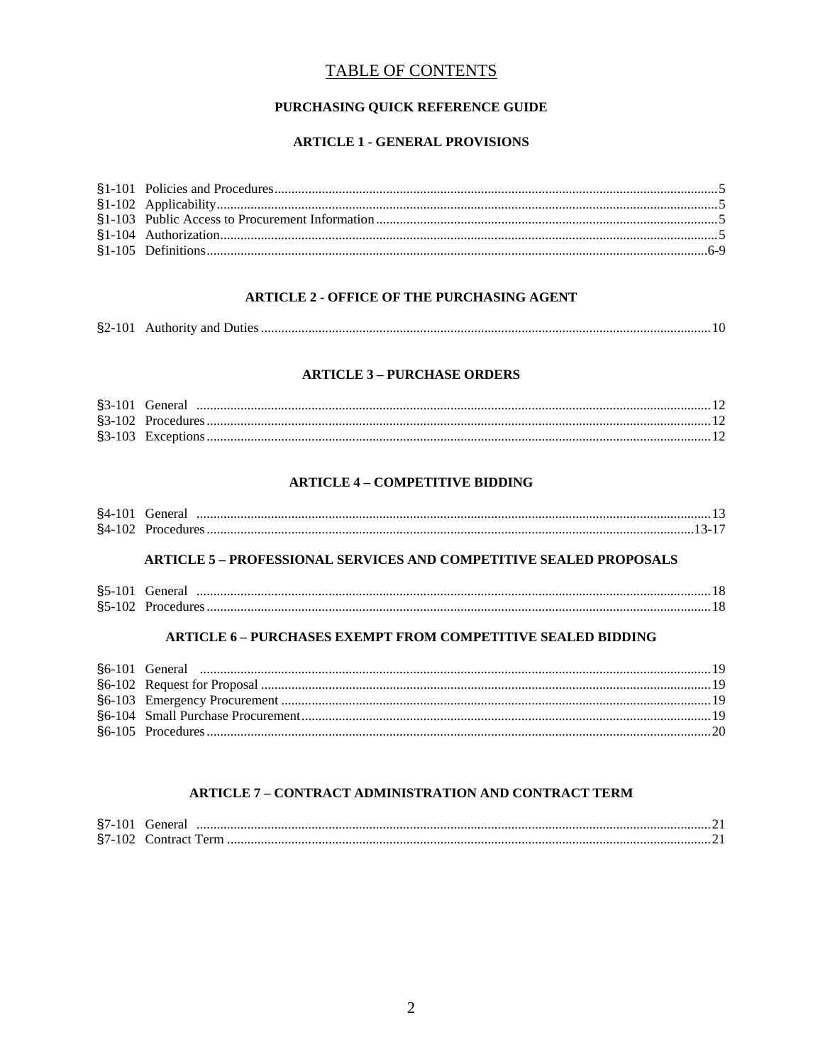# TABLE OF CONTENTS

## PURCHASING QUICK REFERENCE GUIDE

### ARTICLE 1 - GENERAL PROVISIONS

| Section | Title | Page |
|---|---|---|
| §1-101 | Policies and Procedures | 5 |
| §1-102 | Applicability | 5 |
| §1-103 | Public Access to Procurement Information | 5 |
| §1-104 | Authorization | 5 |
| §1-105 | Definitions | 6-9 |

### ARTICLE 2 - OFFICE OF THE PURCHASING AGENT

| Section | Title | Page |
|---|---|---|
| §2-101 | Authority and Duties | 10 |

### ARTICLE 3 – PURCHASE ORDERS

| Section | Title | Page |
|---|---|---|
| §3-101 | General | 12 |
| §3-102 | Procedures | 12 |
| §3-103 | Exceptions | 12 |

### ARTICLE 4 – COMPETITIVE BIDDING

| Section | Title | Page |
|---|---|---|
| §4-101 | General | 13 |
| §4-102 | Procedures | 13-17 |

### ARTICLE 5 – PROFESSIONAL SERVICES AND COMPETITIVE SEALED PROPOSALS

| Section | Title | Page |
|---|---|---|
| §5-101 | General | 18 |
| §5-102 | Procedures | 18 |

### ARTICLE 6 – PURCHASES EXEMPT FROM COMPETITIVE SEALED BIDDING

| Section | Title | Page |
|---|---|---|
| §6-101 | General | 19 |
| §6-102 | Request for Proposal | 19 |
| §6-103 | Emergency Procurement | 19 |
| §6-104 | Small Purchase Procurement | 19 |
| §6-105 | Procedures | 20 |

### ARTICLE 7 – CONTRACT ADMINISTRATION AND CONTRACT TERM

| Section | Title | Page |
|---|---|---|
| §7-101 | General | 21 |
| §7-102 | Contract Term | 21 |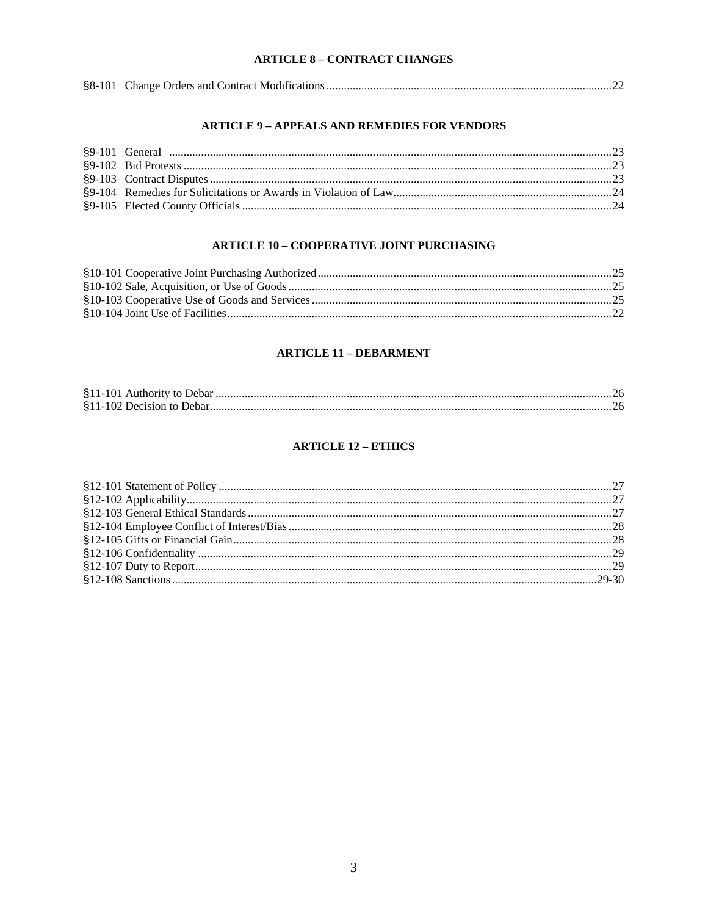## ARTICLE 8 – CONTRACT CHANGES

§8-101 Change Orders and Contract Modifications ........ 22

## ARTICLE 9 – APPEALS AND REMEDIES FOR VENDORS

§9-101 General ........ 23
§9-102 Bid Protests ........ 23
§9-103 Contract Disputes ........ 23
§9-104 Remedies for Solicitations or Awards in Violation of Law ........ 24
§9-105 Elected County Officials ........ 24

## ARTICLE 10 – COOPERATIVE JOINT PURCHASING

§10-101 Cooperative Joint Purchasing Authorized ........ 25
§10-102 Sale, Acquisition, or Use of Goods ........ 25
§10-103 Cooperative Use of Goods and Services ........ 25
§10-104 Joint Use of Facilities ........ 22

## ARTICLE 11 – DEBARMENT

§11-101 Authority to Debar ........ 26
§11-102 Decision to Debar ........ 26

## ARTICLE 12 – ETHICS

§12-101 Statement of Policy ........ 27
§12-102 Applicability ........ 27
§12-103 General Ethical Standards ........ 27
§12-104 Employee Conflict of Interest/Bias ........ 28
§12-105 Gifts or Financial Gain ........ 28
§12-106 Confidentiality ........ 29
§12-107 Duty to Report ........ 29
§12-108 Sanctions ........ 29-30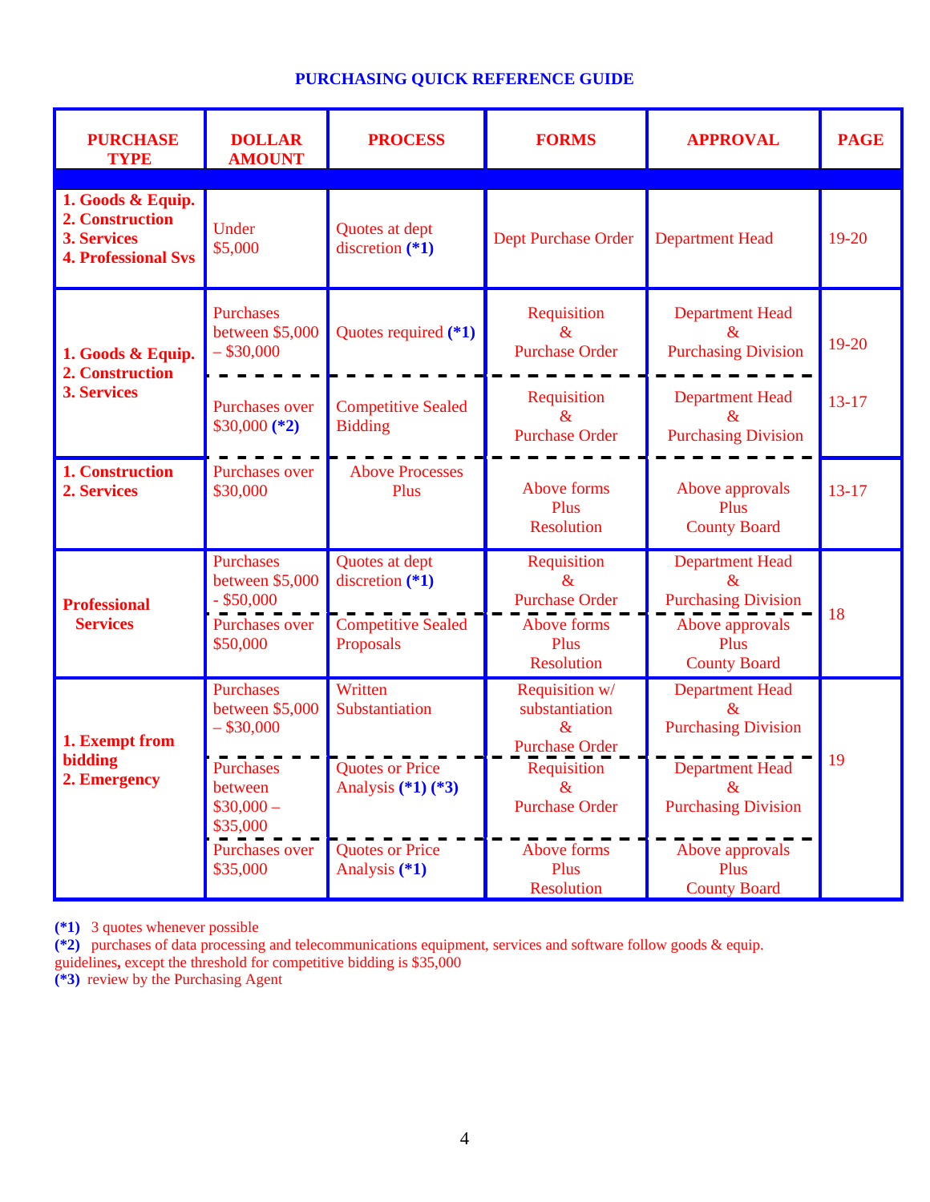## PURCHASING QUICK REFERENCE GUIDE

| PURCHASE TYPE | DOLLAR AMOUNT | PROCESS | FORMS | APPROVAL | PAGE |
|---|---|---|---|---|---|
| **1. Goods & Equip.<br>2. Construction<br>3. Services<br>4. Professional Svs** | Under $5,000 | Quotes at dept discretion **(*1)** | Dept Purchase Order | Department Head | 19-20 |
| **1. Goods & Equip.<br>2. Construction<br>3. Services** | Purchases between $5,000 – $30,000 | Quotes required **(*1)** | Requisition & Purchase Order | Department Head & Purchasing Division | 19-20 |
| | Purchases over $30,000 **(*2)** | Competitive Sealed Bidding | Requisition & Purchase Order | Department Head & Purchasing Division | 13-17 |
| **1. Construction<br>2. Services** | Purchases over $30,000 | Above Processes Plus | Above forms Plus Resolution | Above approvals Plus County Board | 13-17 |
| **Professional Services** | Purchases between $5,000 - $50,000 | Quotes at dept discretion **(*1)** | Requisition & Purchase Order | Department Head & Purchasing Division | 18 |
| | Purchases over $50,000 | Competitive Sealed Proposals | Above forms Plus Resolution | Above approvals Plus County Board | |
| **1. Exempt from bidding<br>2. Emergency** | Purchases between $5,000 – $30,000 | Written Substantiation | Requisition w/ substantiation & Purchase Order | Department Head & Purchasing Division | 19 |
| | Purchases between $30,000 – $35,000 | Quotes or Price Analysis **(*1) (*3)** | Requisition & Purchase Order | Department Head & Purchasing Division | |
| | Purchases over $35,000 | Quotes or Price Analysis **(*1)** | Above forms Plus Resolution | Above approvals Plus County Board | |

**(*1)** 3 quotes whenever possible
**(*2)** purchases of data processing and telecommunications equipment, services and software follow goods & equip. guidelines, except the threshold for competitive bidding is $35,000
**(*3)** review by the Purchasing Agent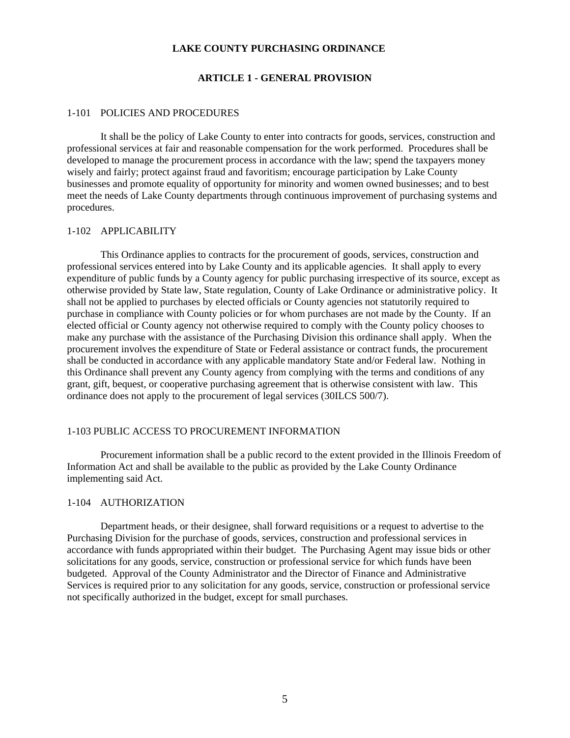# LAKE COUNTY PURCHASING ORDINANCE

## ARTICLE 1 - GENERAL PROVISION

### 1-101 POLICIES AND PROCEDURES

It shall be the policy of Lake County to enter into contracts for goods, services, construction and professional services at fair and reasonable compensation for the work performed. Procedures shall be developed to manage the procurement process in accordance with the law; spend the taxpayers money wisely and fairly; protect against fraud and favoritism; encourage participation by Lake County businesses and promote equality of opportunity for minority and women owned businesses; and to best meet the needs of Lake County departments through continuous improvement of purchasing systems and procedures.

### 1-102 APPLICABILITY

This Ordinance applies to contracts for the procurement of goods, services, construction and professional services entered into by Lake County and its applicable agencies. It shall apply to every expenditure of public funds by a County agency for public purchasing irrespective of its source, except as otherwise provided by State law, State regulation, County of Lake Ordinance or administrative policy. It shall not be applied to purchases by elected officials or County agencies not statutorily required to purchase in compliance with County policies or for whom purchases are not made by the County. If an elected official or County agency not otherwise required to comply with the County policy chooses to make any purchase with the assistance of the Purchasing Division this ordinance shall apply. When the procurement involves the expenditure of State or Federal assistance or contract funds, the procurement shall be conducted in accordance with any applicable mandatory State and/or Federal law. Nothing in this Ordinance shall prevent any County agency from complying with the terms and conditions of any grant, gift, bequest, or cooperative purchasing agreement that is otherwise consistent with law. This ordinance does not apply to the procurement of legal services (30ILCS 500/7).

### 1-103 PUBLIC ACCESS TO PROCUREMENT INFORMATION

Procurement information shall be a public record to the extent provided in the Illinois Freedom of Information Act and shall be available to the public as provided by the Lake County Ordinance implementing said Act.

### 1-104 AUTHORIZATION

Department heads, or their designee, shall forward requisitions or a request to advertise to the Purchasing Division for the purchase of goods, services, construction and professional services in accordance with funds appropriated within their budget. The Purchasing Agent may issue bids or other solicitations for any goods, service, construction or professional service for which funds have been budgeted. Approval of the County Administrator and the Director of Finance and Administrative Services is required prior to any solicitation for any goods, service, construction or professional service not specifically authorized in the budget, except for small purchases.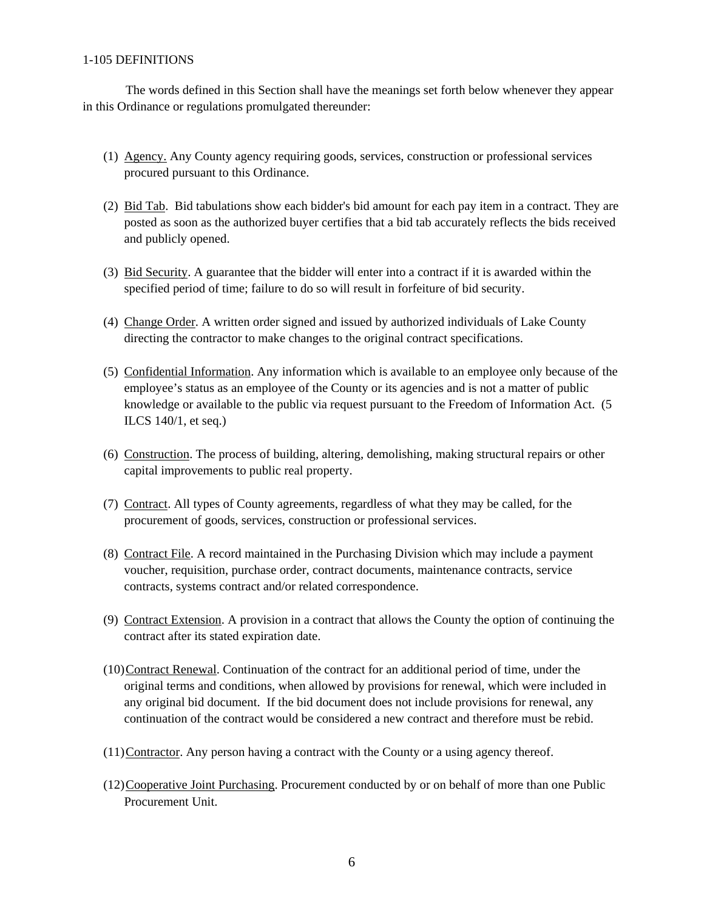1-105 DEFINITIONS

The words defined in this Section shall have the meanings set forth below whenever they appear in this Ordinance or regulations promulgated thereunder:

(1) Agency. Any County agency requiring goods, services, construction or professional services procured pursuant to this Ordinance.

(2) Bid Tab. Bid tabulations show each bidder's bid amount for each pay item in a contract. They are posted as soon as the authorized buyer certifies that a bid tab accurately reflects the bids received and publicly opened.

(3) Bid Security. A guarantee that the bidder will enter into a contract if it is awarded within the specified period of time; failure to do so will result in forfeiture of bid security.

(4) Change Order. A written order signed and issued by authorized individuals of Lake County directing the contractor to make changes to the original contract specifications.

(5) Confidential Information. Any information which is available to an employee only because of the employee's status as an employee of the County or its agencies and is not a matter of public knowledge or available to the public via request pursuant to the Freedom of Information Act. (5 ILCS 140/1, et seq.)

(6) Construction. The process of building, altering, demolishing, making structural repairs or other capital improvements to public real property.

(7) Contract. All types of County agreements, regardless of what they may be called, for the procurement of goods, services, construction or professional services.

(8) Contract File. A record maintained in the Purchasing Division which may include a payment voucher, requisition, purchase order, contract documents, maintenance contracts, service contracts, systems contract and/or related correspondence.

(9) Contract Extension. A provision in a contract that allows the County the option of continuing the contract after its stated expiration date.

(10) Contract Renewal. Continuation of the contract for an additional period of time, under the original terms and conditions, when allowed by provisions for renewal, which were included in any original bid document. If the bid document does not include provisions for renewal, any continuation of the contract would be considered a new contract and therefore must be rebid.

(11) Contractor. Any person having a contract with the County or a using agency thereof.

(12) Cooperative Joint Purchasing. Procurement conducted by or on behalf of more than one Public Procurement Unit.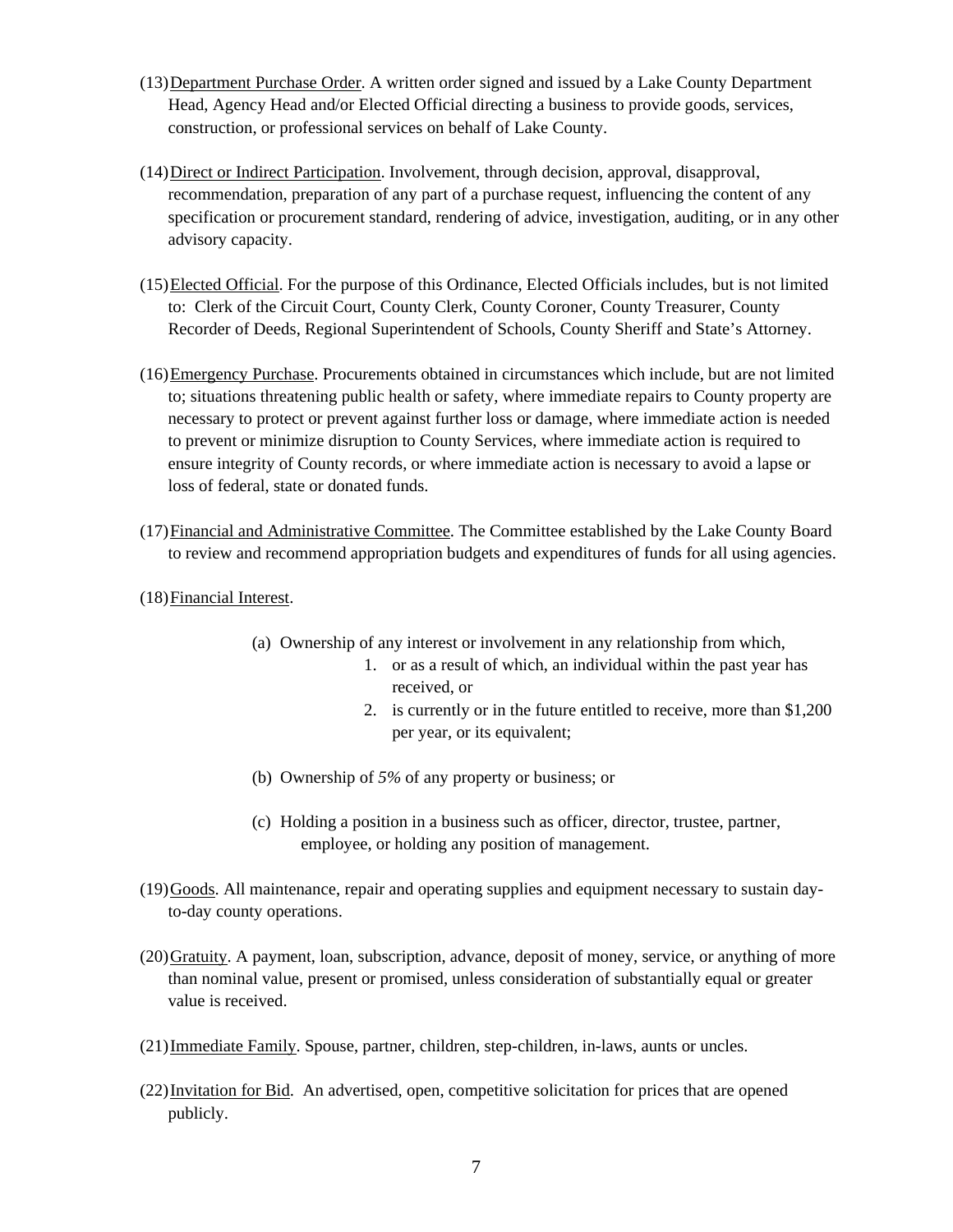(13) Department Purchase Order. A written order signed and issued by a Lake County Department Head, Agency Head and/or Elected Official directing a business to provide goods, services, construction, or professional services on behalf of Lake County.

(14) Direct or Indirect Participation. Involvement, through decision, approval, disapproval, recommendation, preparation of any part of a purchase request, influencing the content of any specification or procurement standard, rendering of advice, investigation, auditing, or in any other advisory capacity.

(15) Elected Official. For the purpose of this Ordinance, Elected Officials includes, but is not limited to: Clerk of the Circuit Court, County Clerk, County Coroner, County Treasurer, County Recorder of Deeds, Regional Superintendent of Schools, County Sheriff and State's Attorney.

(16) Emergency Purchase. Procurements obtained in circumstances which include, but are not limited to; situations threatening public health or safety, where immediate repairs to County property are necessary to protect or prevent against further loss or damage, where immediate action is needed to prevent or minimize disruption to County Services, where immediate action is required to ensure integrity of County records, or where immediate action is necessary to avoid a lapse or loss of federal, state or donated funds.

(17) Financial and Administrative Committee. The Committee established by the Lake County Board to review and recommend appropriation budgets and expenditures of funds for all using agencies.

(18) Financial Interest.

(a) Ownership of any interest or involvement in any relationship from which,
   1. or as a result of which, an individual within the past year has received, or
   2. is currently or in the future entitled to receive, more than $1,200 per year, or its equivalent;

(b) Ownership of *5%* of any property or business; or

(c) Holding a position in a business such as officer, director, trustee, partner, employee, or holding any position of management.

(19) Goods. All maintenance, repair and operating supplies and equipment necessary to sustain day-to-day county operations.

(20) Gratuity. A payment, loan, subscription, advance, deposit of money, service, or anything of more than nominal value, present or promised, unless consideration of substantially equal or greater value is received.

(21) Immediate Family. Spouse, partner, children, step-children, in-laws, aunts or uncles.

(22) Invitation for Bid. An advertised, open, competitive solicitation for prices that are opened publicly.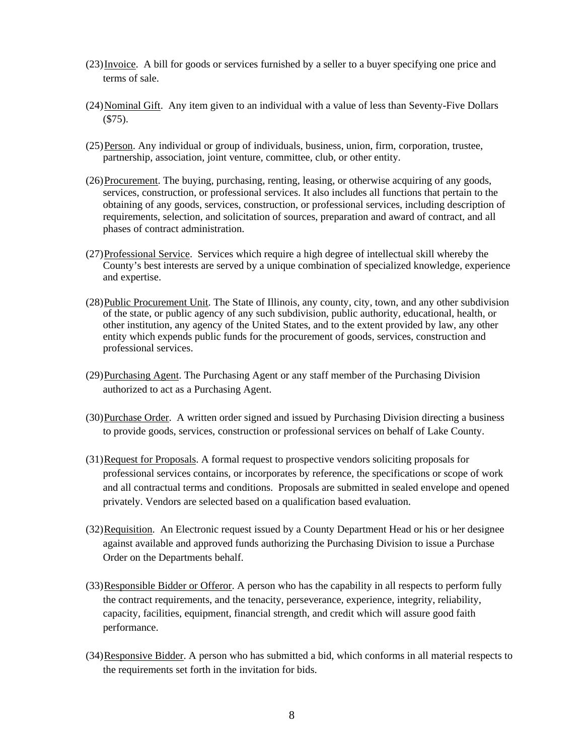(23) Invoice. A bill for goods or services furnished by a seller to a buyer specifying one price and terms of sale.

(24) Nominal Gift. Any item given to an individual with a value of less than Seventy-Five Dollars ($75).

(25) Person. Any individual or group of individuals, business, union, firm, corporation, trustee, partnership, association, joint venture, committee, club, or other entity.

(26) Procurement. The buying, purchasing, renting, leasing, or otherwise acquiring of any goods, services, construction, or professional services. It also includes all functions that pertain to the obtaining of any goods, services, construction, or professional services, including description of requirements, selection, and solicitation of sources, preparation and award of contract, and all phases of contract administration.

(27) Professional Service. Services which require a high degree of intellectual skill whereby the County's best interests are served by a unique combination of specialized knowledge, experience and expertise.

(28) Public Procurement Unit. The State of Illinois, any county, city, town, and any other subdivision of the state, or public agency of any such subdivision, public authority, educational, health, or other institution, any agency of the United States, and to the extent provided by law, any other entity which expends public funds for the procurement of goods, services, construction and professional services.

(29) Purchasing Agent. The Purchasing Agent or any staff member of the Purchasing Division authorized to act as a Purchasing Agent.

(30) Purchase Order. A written order signed and issued by Purchasing Division directing a business to provide goods, services, construction or professional services on behalf of Lake County.

(31) Request for Proposals. A formal request to prospective vendors soliciting proposals for professional services contains, or incorporates by reference, the specifications or scope of work and all contractual terms and conditions. Proposals are submitted in sealed envelope and opened privately. Vendors are selected based on a qualification based evaluation.

(32) Requisition. An Electronic request issued by a County Department Head or his or her designee against available and approved funds authorizing the Purchasing Division to issue a Purchase Order on the Departments behalf.

(33) Responsible Bidder or Offeror. A person who has the capability in all respects to perform fully the contract requirements, and the tenacity, perseverance, experience, integrity, reliability, capacity, facilities, equipment, financial strength, and credit which will assure good faith performance.

(34) Responsive Bidder. A person who has submitted a bid, which conforms in all material respects to the requirements set forth in the invitation for bids.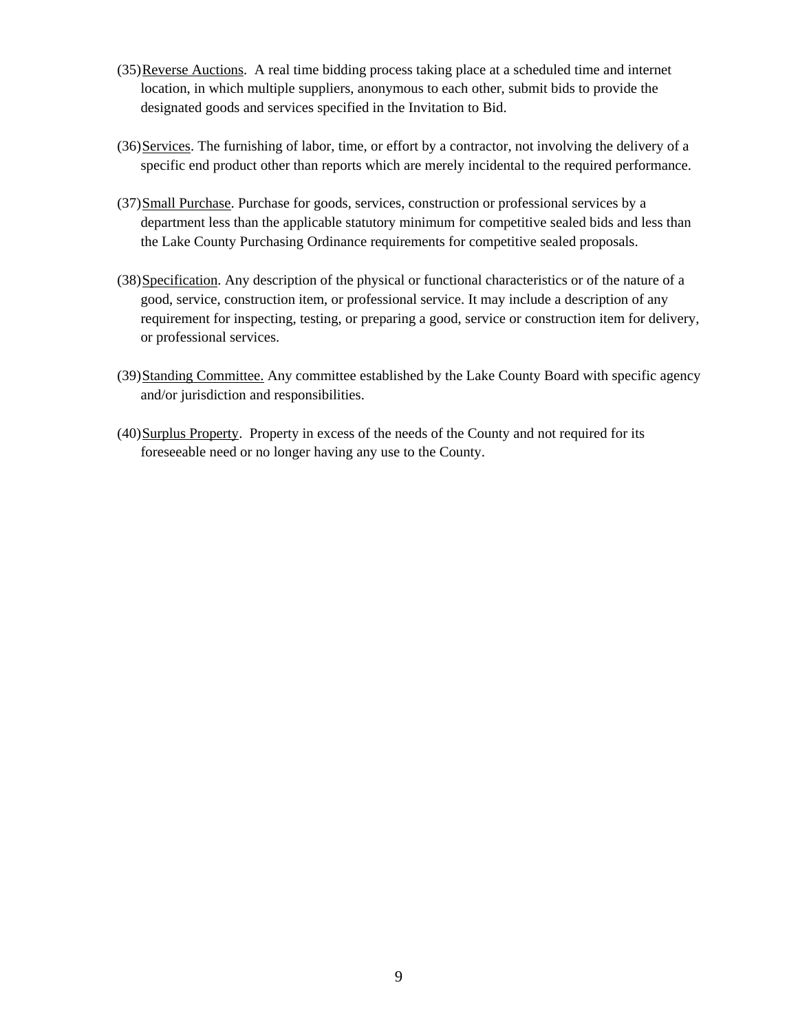(35) Reverse Auctions. A real time bidding process taking place at a scheduled time and internet location, in which multiple suppliers, anonymous to each other, submit bids to provide the designated goods and services specified in the Invitation to Bid.

(36) Services. The furnishing of labor, time, or effort by a contractor, not involving the delivery of a specific end product other than reports which are merely incidental to the required performance.

(37) Small Purchase. Purchase for goods, services, construction or professional services by a department less than the applicable statutory minimum for competitive sealed bids and less than the Lake County Purchasing Ordinance requirements for competitive sealed proposals.

(38) Specification. Any description of the physical or functional characteristics or of the nature of a good, service, construction item, or professional service. It may include a description of any requirement for inspecting, testing, or preparing a good, service or construction item for delivery, or professional services.

(39) Standing Committee. Any committee established by the Lake County Board with specific agency and/or jurisdiction and responsibilities.

(40) Surplus Property. Property in excess of the needs of the County and not required for its foreseeable need or no longer having any use to the County.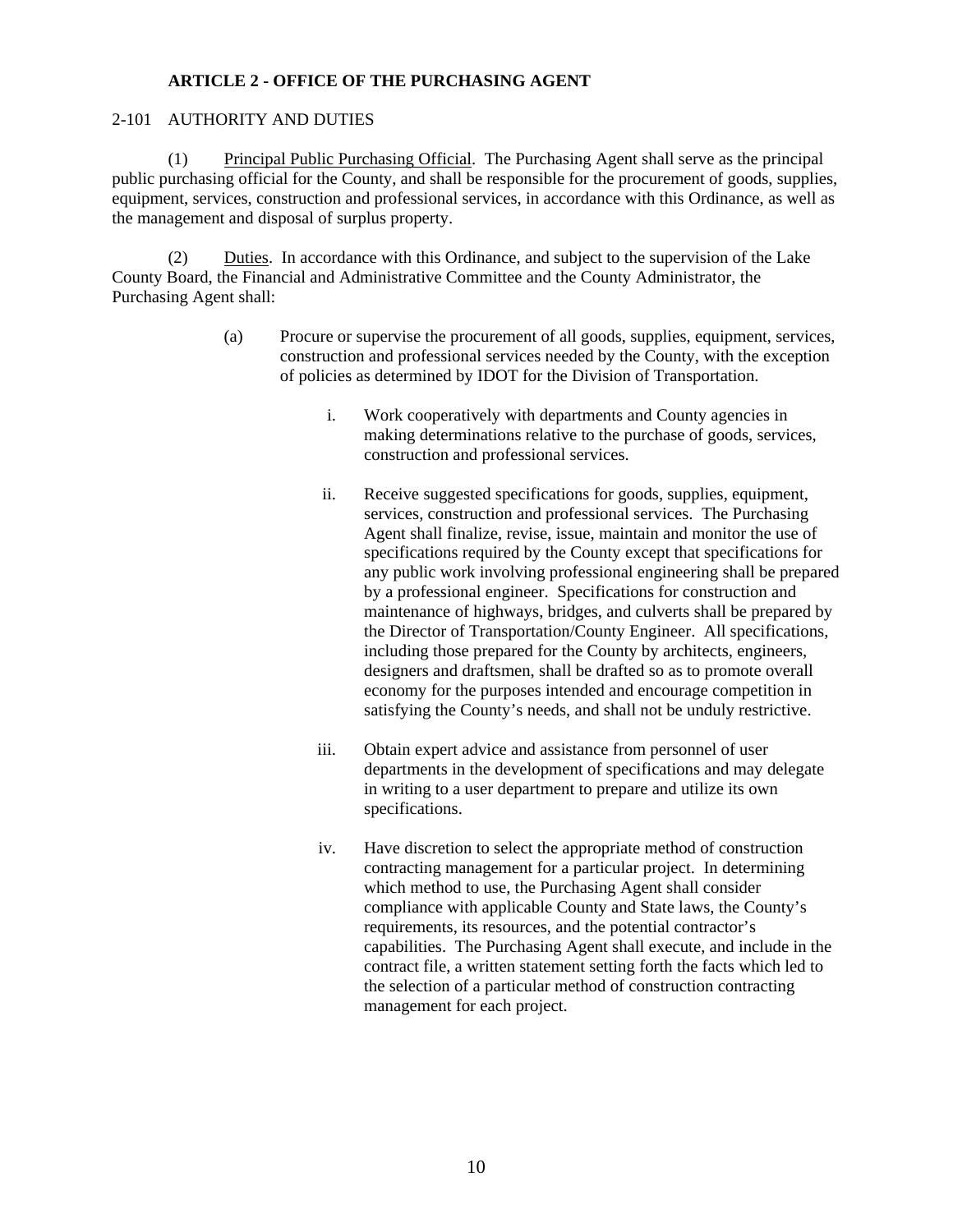## ARTICLE 2 - OFFICE OF THE PURCHASING AGENT

### 2-101 AUTHORITY AND DUTIES

(1) Principal Public Purchasing Official. The Purchasing Agent shall serve as the principal public purchasing official for the County, and shall be responsible for the procurement of goods, supplies, equipment, services, construction and professional services, in accordance with this Ordinance, as well as the management and disposal of surplus property.

(2) Duties. In accordance with this Ordinance, and subject to the supervision of the Lake County Board, the Financial and Administrative Committee and the County Administrator, the Purchasing Agent shall:

(a) Procure or supervise the procurement of all goods, supplies, equipment, services, construction and professional services needed by the County, with the exception of policies as determined by IDOT for the Division of Transportation.

i. Work cooperatively with departments and County agencies in making determinations relative to the purchase of goods, services, construction and professional services.

ii. Receive suggested specifications for goods, supplies, equipment, services, construction and professional services. The Purchasing Agent shall finalize, revise, issue, maintain and monitor the use of specifications required by the County except that specifications for any public work involving professional engineering shall be prepared by a professional engineer. Specifications for construction and maintenance of highways, bridges, and culverts shall be prepared by the Director of Transportation/County Engineer. All specifications, including those prepared for the County by architects, engineers, designers and draftsmen, shall be drafted so as to promote overall economy for the purposes intended and encourage competition in satisfying the County's needs, and shall not be unduly restrictive.

iii. Obtain expert advice and assistance from personnel of user departments in the development of specifications and may delegate in writing to a user department to prepare and utilize its own specifications.

iv. Have discretion to select the appropriate method of construction contracting management for a particular project. In determining which method to use, the Purchasing Agent shall consider compliance with applicable County and State laws, the County's requirements, its resources, and the potential contractor's capabilities. The Purchasing Agent shall execute, and include in the contract file, a written statement setting forth the facts which led to the selection of a particular method of construction contracting management for each project.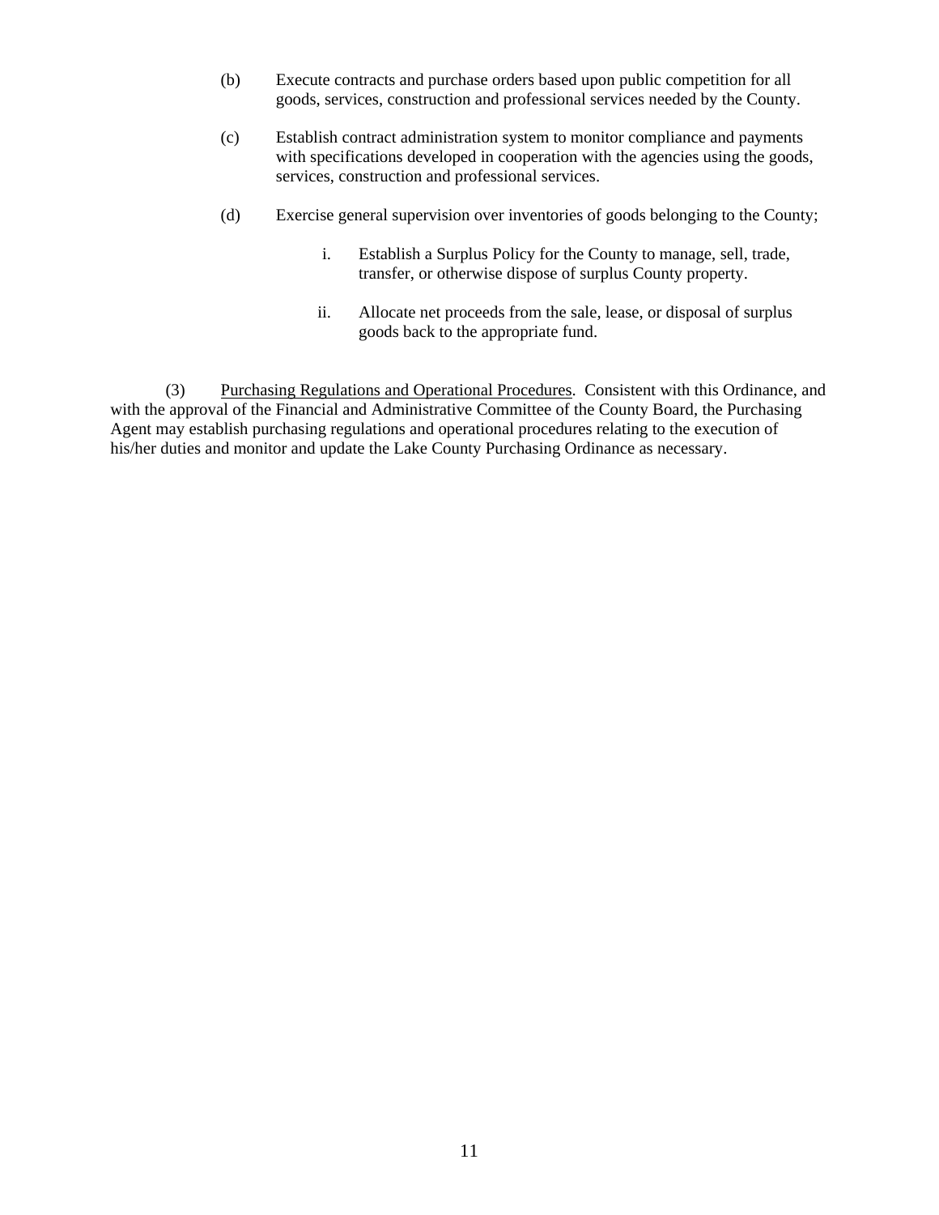(b) Execute contracts and purchase orders based upon public competition for all goods, services, construction and professional services needed by the County.

(c) Establish contract administration system to monitor compliance and payments with specifications developed in cooperation with the agencies using the goods, services, construction and professional services.

(d) Exercise general supervision over inventories of goods belonging to the County;

i. Establish a Surplus Policy for the County to manage, sell, trade, transfer, or otherwise dispose of surplus County property.

ii. Allocate net proceeds from the sale, lease, or disposal of surplus goods back to the appropriate fund.

(3) Purchasing Regulations and Operational Procedures. Consistent with this Ordinance, and with the approval of the Financial and Administrative Committee of the County Board, the Purchasing Agent may establish purchasing regulations and operational procedures relating to the execution of his/her duties and monitor and update the Lake County Purchasing Ordinance as necessary.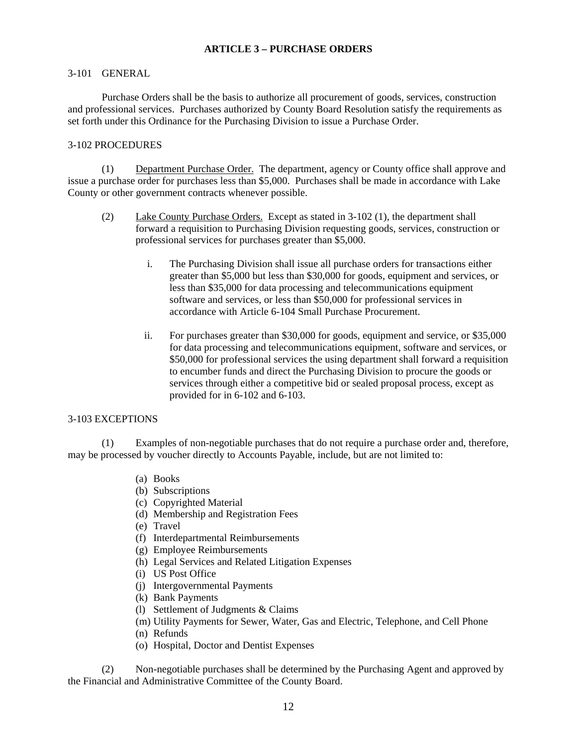## ARTICLE 3 – PURCHASE ORDERS

3-101 GENERAL

Purchase Orders shall be the basis to authorize all procurement of goods, services, construction and professional services. Purchases authorized by County Board Resolution satisfy the requirements as set forth under this Ordinance for the Purchasing Division to issue a Purchase Order.

3-102 PROCEDURES

(1) Department Purchase Order. The department, agency or County office shall approve and issue a purchase order for purchases less than $5,000. Purchases shall be made in accordance with Lake County or other government contracts whenever possible.

(2) Lake County Purchase Orders. Except as stated in 3-102 (1), the department shall forward a requisition to Purchasing Division requesting goods, services, construction or professional services for purchases greater than $5,000.

i. The Purchasing Division shall issue all purchase orders for transactions either greater than $5,000 but less than $30,000 for goods, equipment and services, or less than $35,000 for data processing and telecommunications equipment software and services, or less than $50,000 for professional services in accordance with Article 6-104 Small Purchase Procurement.

ii. For purchases greater than $30,000 for goods, equipment and service, or $35,000 for data processing and telecommunications equipment, software and services, or $50,000 for professional services the using department shall forward a requisition to encumber funds and direct the Purchasing Division to procure the goods or services through either a competitive bid or sealed proposal process, except as provided for in 6-102 and 6-103.

3-103 EXCEPTIONS

(1) Examples of non-negotiable purchases that do not require a purchase order and, therefore, may be processed by voucher directly to Accounts Payable, include, but are not limited to:

(a) Books
(b) Subscriptions
(c) Copyrighted Material
(d) Membership and Registration Fees
(e) Travel
(f) Interdepartmental Reimbursements
(g) Employee Reimbursements
(h) Legal Services and Related Litigation Expenses
(i) US Post Office
(j) Intergovernmental Payments
(k) Bank Payments
(l) Settlement of Judgments & Claims
(m) Utility Payments for Sewer, Water, Gas and Electric, Telephone, and Cell Phone
(n) Refunds
(o) Hospital, Doctor and Dentist Expenses

(2) Non-negotiable purchases shall be determined by the Purchasing Agent and approved by the Financial and Administrative Committee of the County Board.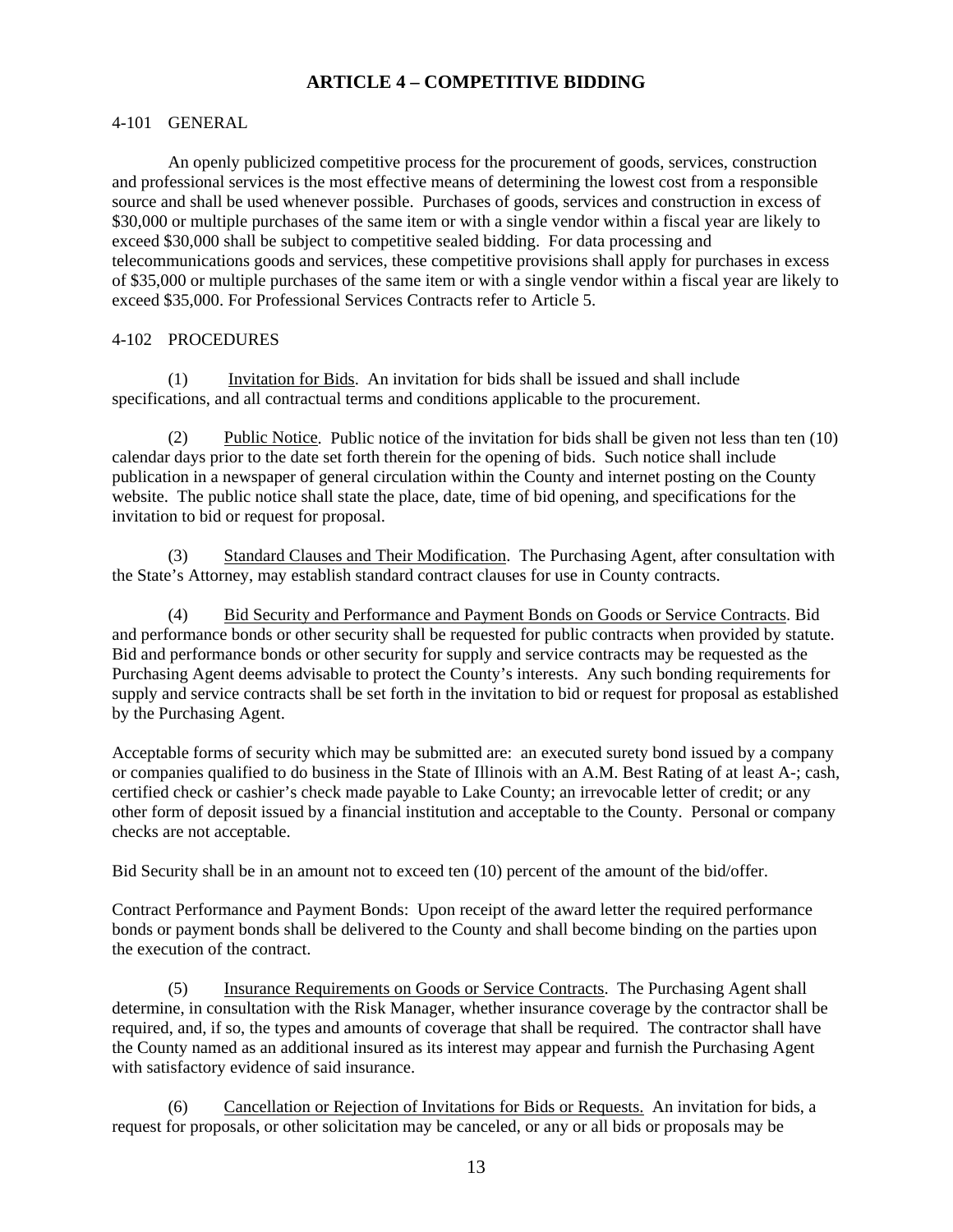# ARTICLE 4 – COMPETITIVE BIDDING

4-101 GENERAL

An openly publicized competitive process for the procurement of goods, services, construction and professional services is the most effective means of determining the lowest cost from a responsible source and shall be used whenever possible. Purchases of goods, services and construction in excess of $30,000 or multiple purchases of the same item or with a single vendor within a fiscal year are likely to exceed $30,000 shall be subject to competitive sealed bidding. For data processing and telecommunications goods and services, these competitive provisions shall apply for purchases in excess of $35,000 or multiple purchases of the same item or with a single vendor within a fiscal year are likely to exceed $35,000. For Professional Services Contracts refer to Article 5.

4-102 PROCEDURES

(1) Invitation for Bids. An invitation for bids shall be issued and shall include specifications, and all contractual terms and conditions applicable to the procurement.

(2) Public Notice. Public notice of the invitation for bids shall be given not less than ten (10) calendar days prior to the date set forth therein for the opening of bids. Such notice shall include publication in a newspaper of general circulation within the County and internet posting on the County website. The public notice shall state the place, date, time of bid opening, and specifications for the invitation to bid or request for proposal.

(3) Standard Clauses and Their Modification. The Purchasing Agent, after consultation with the State's Attorney, may establish standard contract clauses for use in County contracts.

(4) Bid Security and Performance and Payment Bonds on Goods or Service Contracts. Bid and performance bonds or other security shall be requested for public contracts when provided by statute. Bid and performance bonds or other security for supply and service contracts may be requested as the Purchasing Agent deems advisable to protect the County's interests. Any such bonding requirements for supply and service contracts shall be set forth in the invitation to bid or request for proposal as established by the Purchasing Agent.

Acceptable forms of security which may be submitted are: an executed surety bond issued by a company or companies qualified to do business in the State of Illinois with an A.M. Best Rating of at least A-; cash, certified check or cashier's check made payable to Lake County; an irrevocable letter of credit; or any other form of deposit issued by a financial institution and acceptable to the County. Personal or company checks are not acceptable.

Bid Security shall be in an amount not to exceed ten (10) percent of the amount of the bid/offer.

Contract Performance and Payment Bonds: Upon receipt of the award letter the required performance bonds or payment bonds shall be delivered to the County and shall become binding on the parties upon the execution of the contract.

(5) Insurance Requirements on Goods or Service Contracts. The Purchasing Agent shall determine, in consultation with the Risk Manager, whether insurance coverage by the contractor shall be required, and, if so, the types and amounts of coverage that shall be required. The contractor shall have the County named as an additional insured as its interest may appear and furnish the Purchasing Agent with satisfactory evidence of said insurance.

(6) Cancellation or Rejection of Invitations for Bids or Requests. An invitation for bids, a request for proposals, or other solicitation may be canceled, or any or all bids or proposals may be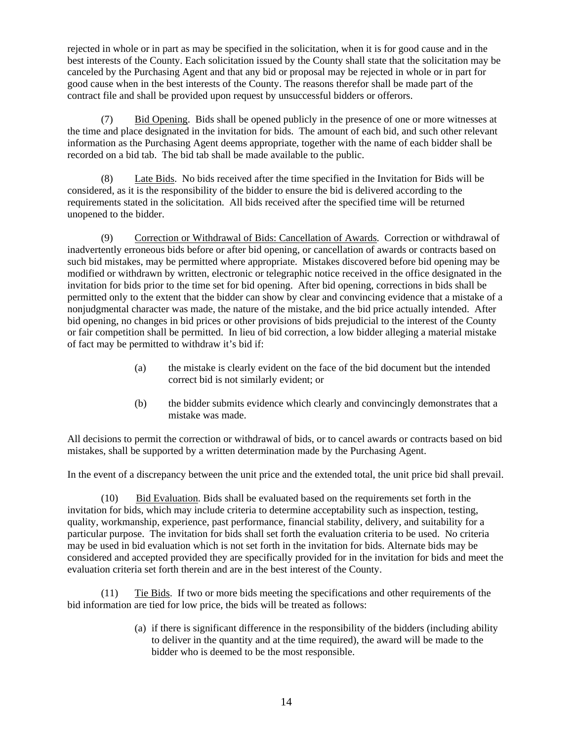rejected in whole or in part as may be specified in the solicitation, when it is for good cause and in the best interests of the County. Each solicitation issued by the County shall state that the solicitation may be canceled by the Purchasing Agent and that any bid or proposal may be rejected in whole or in part for good cause when in the best interests of the County. The reasons therefor shall be made part of the contract file and shall be provided upon request by unsuccessful bidders or offerors.

(7) Bid Opening. Bids shall be opened publicly in the presence of one or more witnesses at the time and place designated in the invitation for bids. The amount of each bid, and such other relevant information as the Purchasing Agent deems appropriate, together with the name of each bidder shall be recorded on a bid tab. The bid tab shall be made available to the public.

(8) Late Bids. No bids received after the time specified in the Invitation for Bids will be considered, as it is the responsibility of the bidder to ensure the bid is delivered according to the requirements stated in the solicitation. All bids received after the specified time will be returned unopened to the bidder.

(9) Correction or Withdrawal of Bids: Cancellation of Awards. Correction or withdrawal of inadvertently erroneous bids before or after bid opening, or cancellation of awards or contracts based on such bid mistakes, may be permitted where appropriate. Mistakes discovered before bid opening may be modified or withdrawn by written, electronic or telegraphic notice received in the office designated in the invitation for bids prior to the time set for bid opening. After bid opening, corrections in bids shall be permitted only to the extent that the bidder can show by clear and convincing evidence that a mistake of a nonjudgmental character was made, the nature of the mistake, and the bid price actually intended. After bid opening, no changes in bid prices or other provisions of bids prejudicial to the interest of the County or fair competition shall be permitted. In lieu of bid correction, a low bidder alleging a material mistake of fact may be permitted to withdraw it's bid if:

(a) the mistake is clearly evident on the face of the bid document but the intended correct bid is not similarly evident; or

(b) the bidder submits evidence which clearly and convincingly demonstrates that a mistake was made.

All decisions to permit the correction or withdrawal of bids, or to cancel awards or contracts based on bid mistakes, shall be supported by a written determination made by the Purchasing Agent.

In the event of a discrepancy between the unit price and the extended total, the unit price bid shall prevail.

(10) Bid Evaluation. Bids shall be evaluated based on the requirements set forth in the invitation for bids, which may include criteria to determine acceptability such as inspection, testing, quality, workmanship, experience, past performance, financial stability, delivery, and suitability for a particular purpose. The invitation for bids shall set forth the evaluation criteria to be used. No criteria may be used in bid evaluation which is not set forth in the invitation for bids. Alternate bids may be considered and accepted provided they are specifically provided for in the invitation for bids and meet the evaluation criteria set forth therein and are in the best interest of the County.

(11) Tie Bids. If two or more bids meeting the specifications and other requirements of the bid information are tied for low price, the bids will be treated as follows:

(a) if there is significant difference in the responsibility of the bidders (including ability to deliver in the quantity and at the time required), the award will be made to the bidder who is deemed to be the most responsible.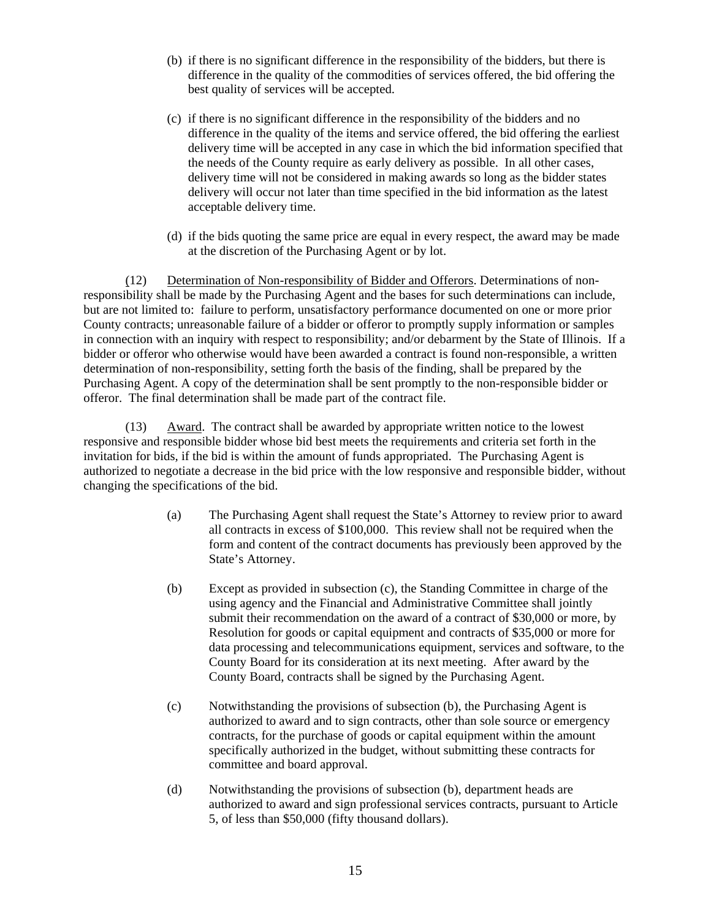(b) if there is no significant difference in the responsibility of the bidders, but there is difference in the quality of the commodities of services offered, the bid offering the best quality of services will be accepted.

(c) if there is no significant difference in the responsibility of the bidders and no difference in the quality of the items and service offered, the bid offering the earliest delivery time will be accepted in any case in which the bid information specified that the needs of the County require as early delivery as possible. In all other cases, delivery time will not be considered in making awards so long as the bidder states delivery will occur not later than time specified in the bid information as the latest acceptable delivery time.

(d) if the bids quoting the same price are equal in every respect, the award may be made at the discretion of the Purchasing Agent or by lot.

(12) Determination of Non-responsibility of Bidder and Offerors. Determinations of non-responsibility shall be made by the Purchasing Agent and the bases for such determinations can include, but are not limited to: failure to perform, unsatisfactory performance documented on one or more prior County contracts; unreasonable failure of a bidder or offeror to promptly supply information or samples in connection with an inquiry with respect to responsibility; and/or debarment by the State of Illinois. If a bidder or offeror who otherwise would have been awarded a contract is found non-responsible, a written determination of non-responsibility, setting forth the basis of the finding, shall be prepared by the Purchasing Agent. A copy of the determination shall be sent promptly to the non-responsible bidder or offeror. The final determination shall be made part of the contract file.

(13) Award. The contract shall be awarded by appropriate written notice to the lowest responsive and responsible bidder whose bid best meets the requirements and criteria set forth in the invitation for bids, if the bid is within the amount of funds appropriated. The Purchasing Agent is authorized to negotiate a decrease in the bid price with the low responsive and responsible bidder, without changing the specifications of the bid.

(a) The Purchasing Agent shall request the State's Attorney to review prior to award all contracts in excess of $100,000. This review shall not be required when the form and content of the contract documents has previously been approved by the State's Attorney.

(b) Except as provided in subsection (c), the Standing Committee in charge of the using agency and the Financial and Administrative Committee shall jointly submit their recommendation on the award of a contract of $30,000 or more, by Resolution for goods or capital equipment and contracts of $35,000 or more for data processing and telecommunications equipment, services and software, to the County Board for its consideration at its next meeting. After award by the County Board, contracts shall be signed by the Purchasing Agent.

(c) Notwithstanding the provisions of subsection (b), the Purchasing Agent is authorized to award and to sign contracts, other than sole source or emergency contracts, for the purchase of goods or capital equipment within the amount specifically authorized in the budget, without submitting these contracts for committee and board approval.

(d) Notwithstanding the provisions of subsection (b), department heads are authorized to award and sign professional services contracts, pursuant to Article 5, of less than $50,000 (fifty thousand dollars).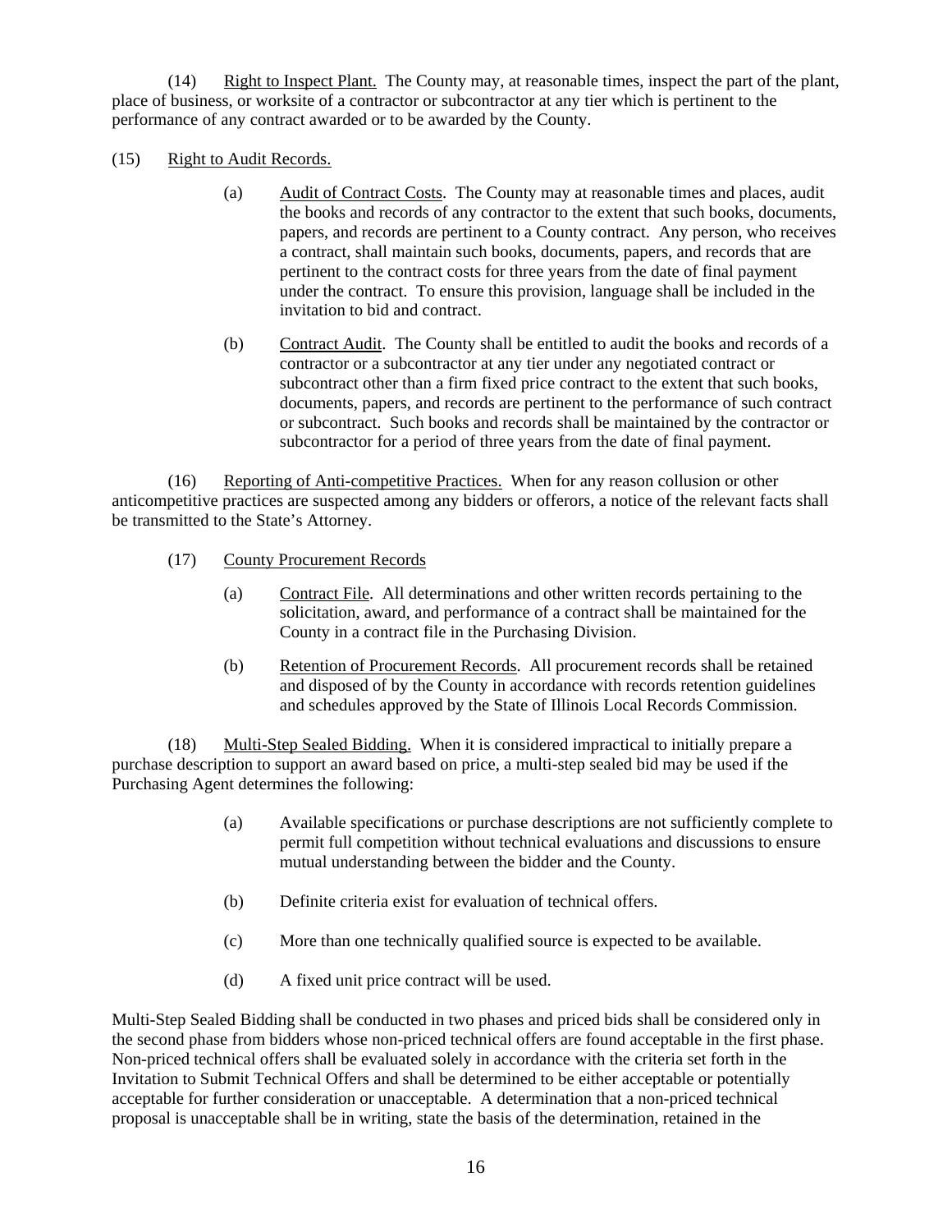(14) Right to Inspect Plant. The County may, at reasonable times, inspect the part of the plant, place of business, or worksite of a contractor or subcontractor at any tier which is pertinent to the performance of any contract awarded or to be awarded by the County.

(15) Right to Audit Records.

(a) Audit of Contract Costs. The County may at reasonable times and places, audit the books and records of any contractor to the extent that such books, documents, papers, and records are pertinent to a County contract. Any person, who receives a contract, shall maintain such books, documents, papers, and records that are pertinent to the contract costs for three years from the date of final payment under the contract. To ensure this provision, language shall be included in the invitation to bid and contract.

(b) Contract Audit. The County shall be entitled to audit the books and records of a contractor or a subcontractor at any tier under any negotiated contract or subcontract other than a firm fixed price contract to the extent that such books, documents, papers, and records are pertinent to the performance of such contract or subcontract. Such books and records shall be maintained by the contractor or subcontractor for a period of three years from the date of final payment.

(16) Reporting of Anti-competitive Practices. When for any reason collusion or other anticompetitive practices are suspected among any bidders or offerors, a notice of the relevant facts shall be transmitted to the State's Attorney.

(17) County Procurement Records

(a) Contract File. All determinations and other written records pertaining to the solicitation, award, and performance of a contract shall be maintained for the County in a contract file in the Purchasing Division.

(b) Retention of Procurement Records. All procurement records shall be retained and disposed of by the County in accordance with records retention guidelines and schedules approved by the State of Illinois Local Records Commission.

(18) Multi-Step Sealed Bidding. When it is considered impractical to initially prepare a purchase description to support an award based on price, a multi-step sealed bid may be used if the Purchasing Agent determines the following:

(a) Available specifications or purchase descriptions are not sufficiently complete to permit full competition without technical evaluations and discussions to ensure mutual understanding between the bidder and the County.

(b) Definite criteria exist for evaluation of technical offers.

(c) More than one technically qualified source is expected to be available.

(d) A fixed unit price contract will be used.

Multi-Step Sealed Bidding shall be conducted in two phases and priced bids shall be considered only in the second phase from bidders whose non-priced technical offers are found acceptable in the first phase. Non-priced technical offers shall be evaluated solely in accordance with the criteria set forth in the Invitation to Submit Technical Offers and shall be determined to be either acceptable or potentially acceptable for further consideration or unacceptable. A determination that a non-priced technical proposal is unacceptable shall be in writing, state the basis of the determination, retained in the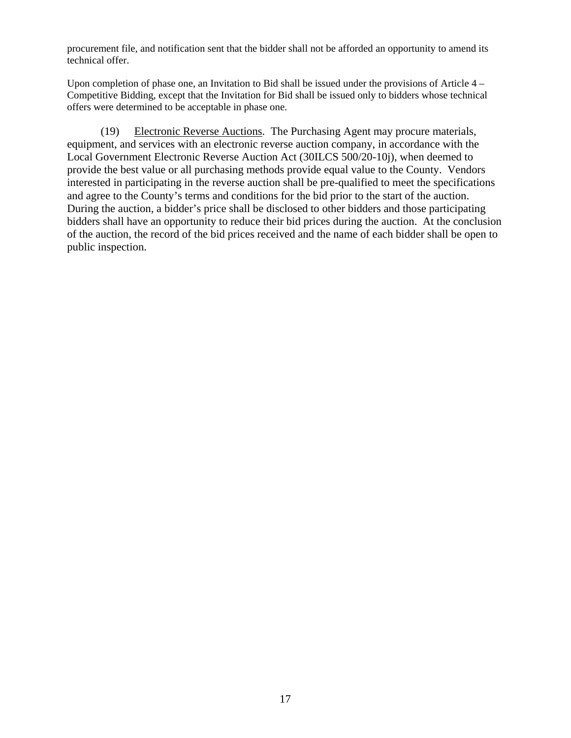procurement file, and notification sent that the bidder shall not be afforded an opportunity to amend its technical offer.

Upon completion of phase one, an Invitation to Bid shall be issued under the provisions of Article 4 – Competitive Bidding, except that the Invitation for Bid shall be issued only to bidders whose technical offers were determined to be acceptable in phase one.

(19) Electronic Reverse Auctions. The Purchasing Agent may procure materials, equipment, and services with an electronic reverse auction company, in accordance with the Local Government Electronic Reverse Auction Act (30ILCS 500/20-10j), when deemed to provide the best value or all purchasing methods provide equal value to the County. Vendors interested in participating in the reverse auction shall be pre-qualified to meet the specifications and agree to the County's terms and conditions for the bid prior to the start of the auction. During the auction, a bidder's price shall be disclosed to other bidders and those participating bidders shall have an opportunity to reduce their bid prices during the auction. At the conclusion of the auction, the record of the bid prices received and the name of each bidder shall be open to public inspection.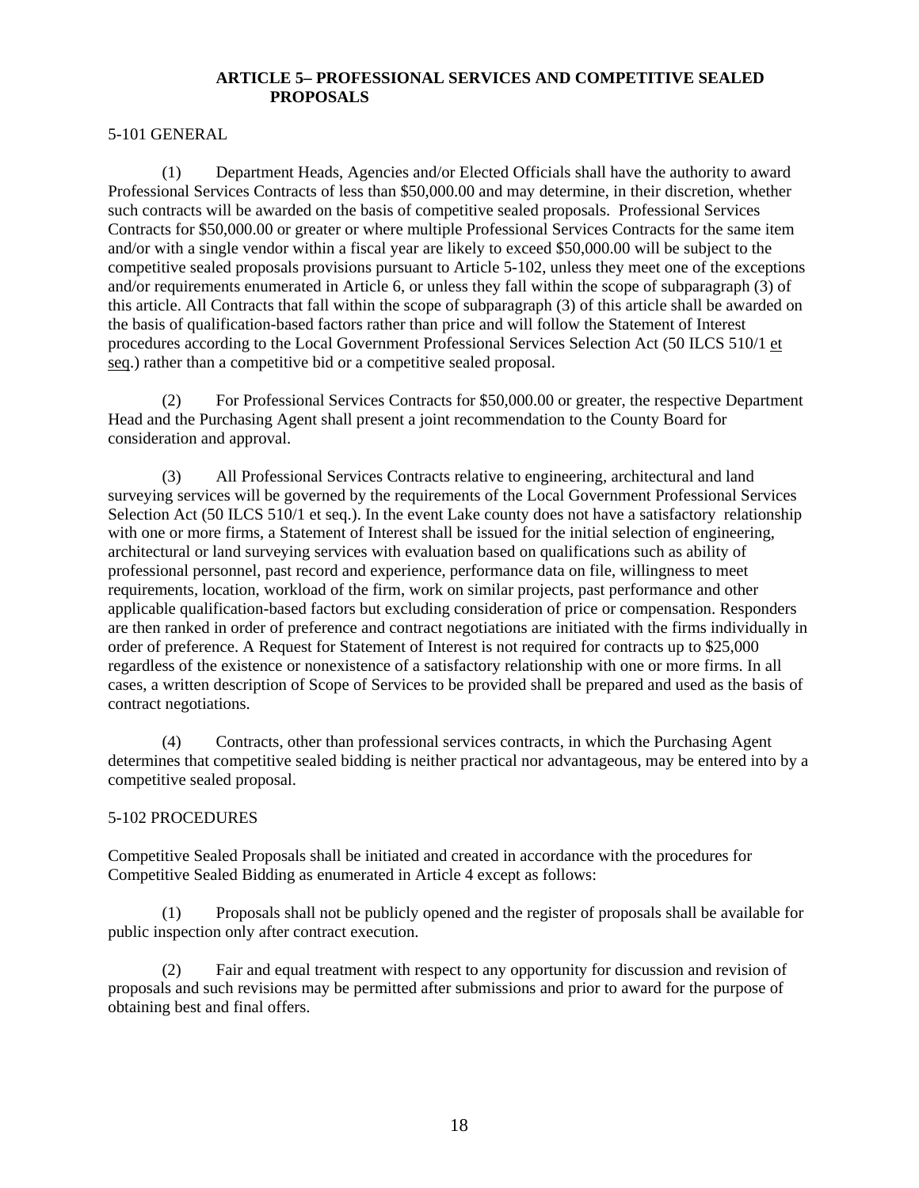## ARTICLE 5– PROFESSIONAL SERVICES AND COMPETITIVE SEALED PROPOSALS

5-101 GENERAL

(1) Department Heads, Agencies and/or Elected Officials shall have the authority to award Professional Services Contracts of less than \$50,000.00 and may determine, in their discretion, whether such contracts will be awarded on the basis of competitive sealed proposals. Professional Services Contracts for \$50,000.00 or greater or where multiple Professional Services Contracts for the same item and/or with a single vendor within a fiscal year are likely to exceed \$50,000.00 will be subject to the competitive sealed proposals provisions pursuant to Article 5-102, unless they meet one of the exceptions and/or requirements enumerated in Article 6, or unless they fall within the scope of subparagraph (3) of this article. All Contracts that fall within the scope of subparagraph (3) of this article shall be awarded on the basis of qualification-based factors rather than price and will follow the Statement of Interest procedures according to the Local Government Professional Services Selection Act (50 ILCS 510/1 et seq.) rather than a competitive bid or a competitive sealed proposal.

(2) For Professional Services Contracts for \$50,000.00 or greater, the respective Department Head and the Purchasing Agent shall present a joint recommendation to the County Board for consideration and approval.

(3) All Professional Services Contracts relative to engineering, architectural and land surveying services will be governed by the requirements of the Local Government Professional Services Selection Act (50 ILCS 510/1 et seq.). In the event Lake county does not have a satisfactory relationship with one or more firms, a Statement of Interest shall be issued for the initial selection of engineering, architectural or land surveying services with evaluation based on qualifications such as ability of professional personnel, past record and experience, performance data on file, willingness to meet requirements, location, workload of the firm, work on similar projects, past performance and other applicable qualification-based factors but excluding consideration of price or compensation. Responders are then ranked in order of preference and contract negotiations are initiated with the firms individually in order of preference. A Request for Statement of Interest is not required for contracts up to \$25,000 regardless of the existence or nonexistence of a satisfactory relationship with one or more firms. In all cases, a written description of Scope of Services to be provided shall be prepared and used as the basis of contract negotiations.

(4) Contracts, other than professional services contracts, in which the Purchasing Agent determines that competitive sealed bidding is neither practical nor advantageous, may be entered into by a competitive sealed proposal.

5-102 PROCEDURES

Competitive Sealed Proposals shall be initiated and created in accordance with the procedures for Competitive Sealed Bidding as enumerated in Article 4 except as follows:

(1) Proposals shall not be publicly opened and the register of proposals shall be available for public inspection only after contract execution.

(2) Fair and equal treatment with respect to any opportunity for discussion and revision of proposals and such revisions may be permitted after submissions and prior to award for the purpose of obtaining best and final offers.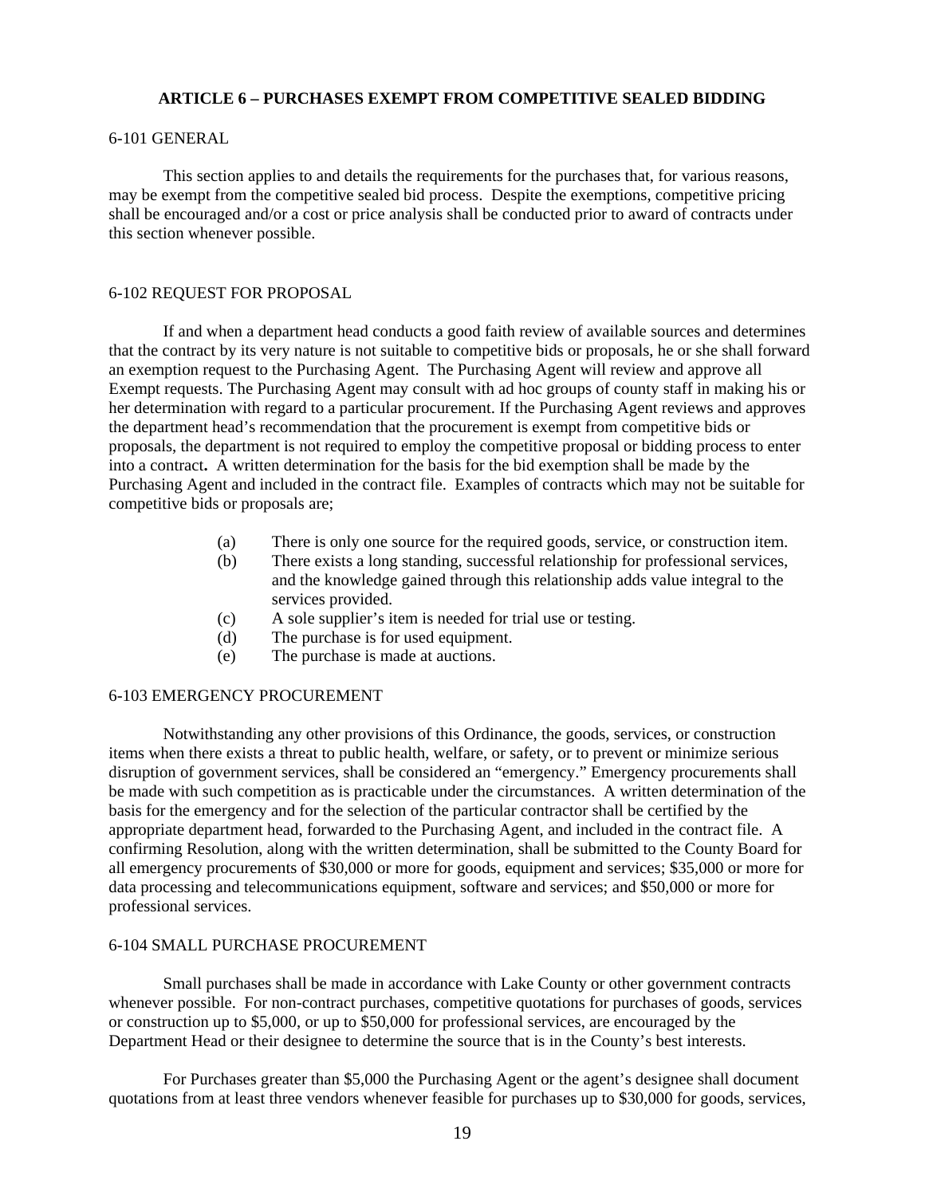## ARTICLE 6 – PURCHASES EXEMPT FROM COMPETITIVE SEALED BIDDING

### 6-101 GENERAL

This section applies to and details the requirements for the purchases that, for various reasons, may be exempt from the competitive sealed bid process. Despite the exemptions, competitive pricing shall be encouraged and/or a cost or price analysis shall be conducted prior to award of contracts under this section whenever possible.

### 6-102 REQUEST FOR PROPOSAL

If and when a department head conducts a good faith review of available sources and determines that the contract by its very nature is not suitable to competitive bids or proposals, he or she shall forward an exemption request to the Purchasing Agent. The Purchasing Agent will review and approve all Exempt requests. The Purchasing Agent may consult with ad hoc groups of county staff in making his or her determination with regard to a particular procurement. If the Purchasing Agent reviews and approves the department head's recommendation that the procurement is exempt from competitive bids or proposals, the department is not required to employ the competitive proposal or bidding process to enter into a contract**.** A written determination for the basis for the bid exemption shall be made by the Purchasing Agent and included in the contract file. Examples of contracts which may not be suitable for competitive bids or proposals are;

- (a) There is only one source for the required goods, service, or construction item.
- (b) There exists a long standing, successful relationship for professional services, and the knowledge gained through this relationship adds value integral to the services provided.
- (c) A sole supplier's item is needed for trial use or testing.
- (d) The purchase is for used equipment.
- (e) The purchase is made at auctions.

### 6-103 EMERGENCY PROCUREMENT

Notwithstanding any other provisions of this Ordinance, the goods, services, or construction items when there exists a threat to public health, welfare, or safety, or to prevent or minimize serious disruption of government services, shall be considered an "emergency." Emergency procurements shall be made with such competition as is practicable under the circumstances. A written determination of the basis for the emergency and for the selection of the particular contractor shall be certified by the appropriate department head, forwarded to the Purchasing Agent, and included in the contract file. A confirming Resolution, along with the written determination, shall be submitted to the County Board for all emergency procurements of $30,000 or more for goods, equipment and services; $35,000 or more for data processing and telecommunications equipment, software and services; and $50,000 or more for professional services.

### 6-104 SMALL PURCHASE PROCUREMENT

Small purchases shall be made in accordance with Lake County or other government contracts whenever possible. For non-contract purchases, competitive quotations for purchases of goods, services or construction up to $5,000, or up to $50,000 for professional services, are encouraged by the Department Head or their designee to determine the source that is in the County's best interests.

For Purchases greater than $5,000 the Purchasing Agent or the agent's designee shall document quotations from at least three vendors whenever feasible for purchases up to $30,000 for goods, services,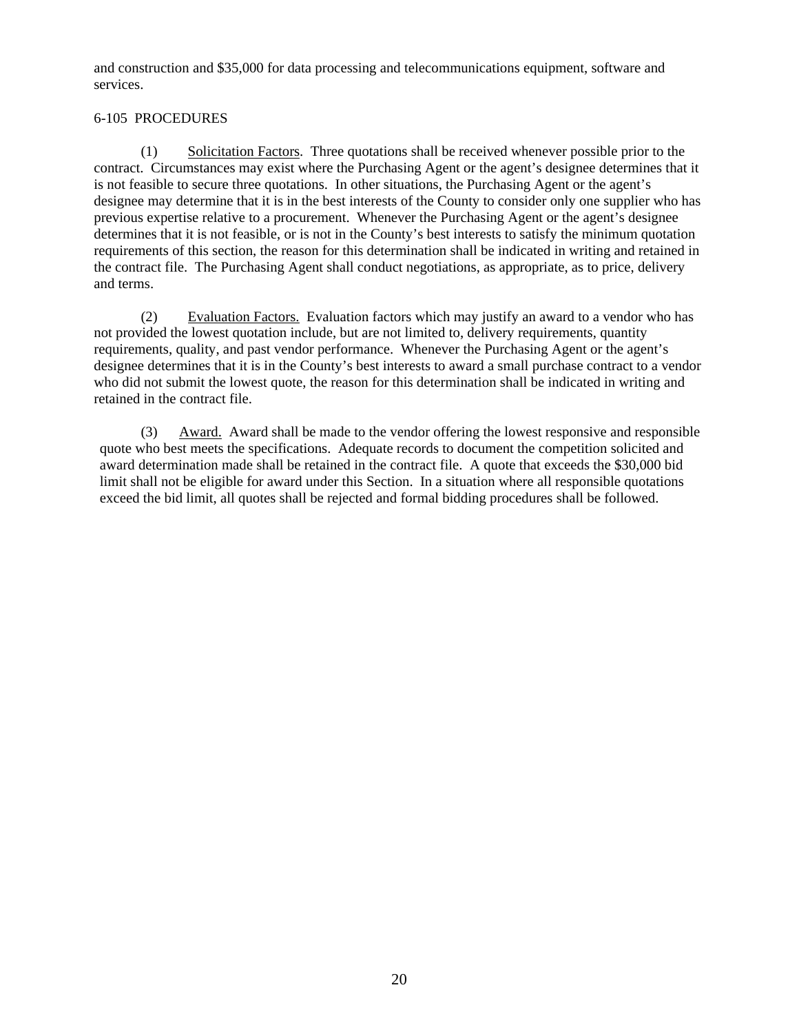and construction and $35,000 for data processing and telecommunications equipment, software and services.

## 6-105 PROCEDURES

(1) Solicitation Factors. Three quotations shall be received whenever possible prior to the contract. Circumstances may exist where the Purchasing Agent or the agent's designee determines that it is not feasible to secure three quotations. In other situations, the Purchasing Agent or the agent's designee may determine that it is in the best interests of the County to consider only one supplier who has previous expertise relative to a procurement. Whenever the Purchasing Agent or the agent's designee determines that it is not feasible, or is not in the County's best interests to satisfy the minimum quotation requirements of this section, the reason for this determination shall be indicated in writing and retained in the contract file. The Purchasing Agent shall conduct negotiations, as appropriate, as to price, delivery and terms.

(2) Evaluation Factors. Evaluation factors which may justify an award to a vendor who has not provided the lowest quotation include, but are not limited to, delivery requirements, quantity requirements, quality, and past vendor performance. Whenever the Purchasing Agent or the agent's designee determines that it is in the County's best interests to award a small purchase contract to a vendor who did not submit the lowest quote, the reason for this determination shall be indicated in writing and retained in the contract file.

(3) Award. Award shall be made to the vendor offering the lowest responsive and responsible quote who best meets the specifications. Adequate records to document the competition solicited and award determination made shall be retained in the contract file. A quote that exceeds the $30,000 bid limit shall not be eligible for award under this Section. In a situation where all responsible quotations exceed the bid limit, all quotes shall be rejected and formal bidding procedures shall be followed.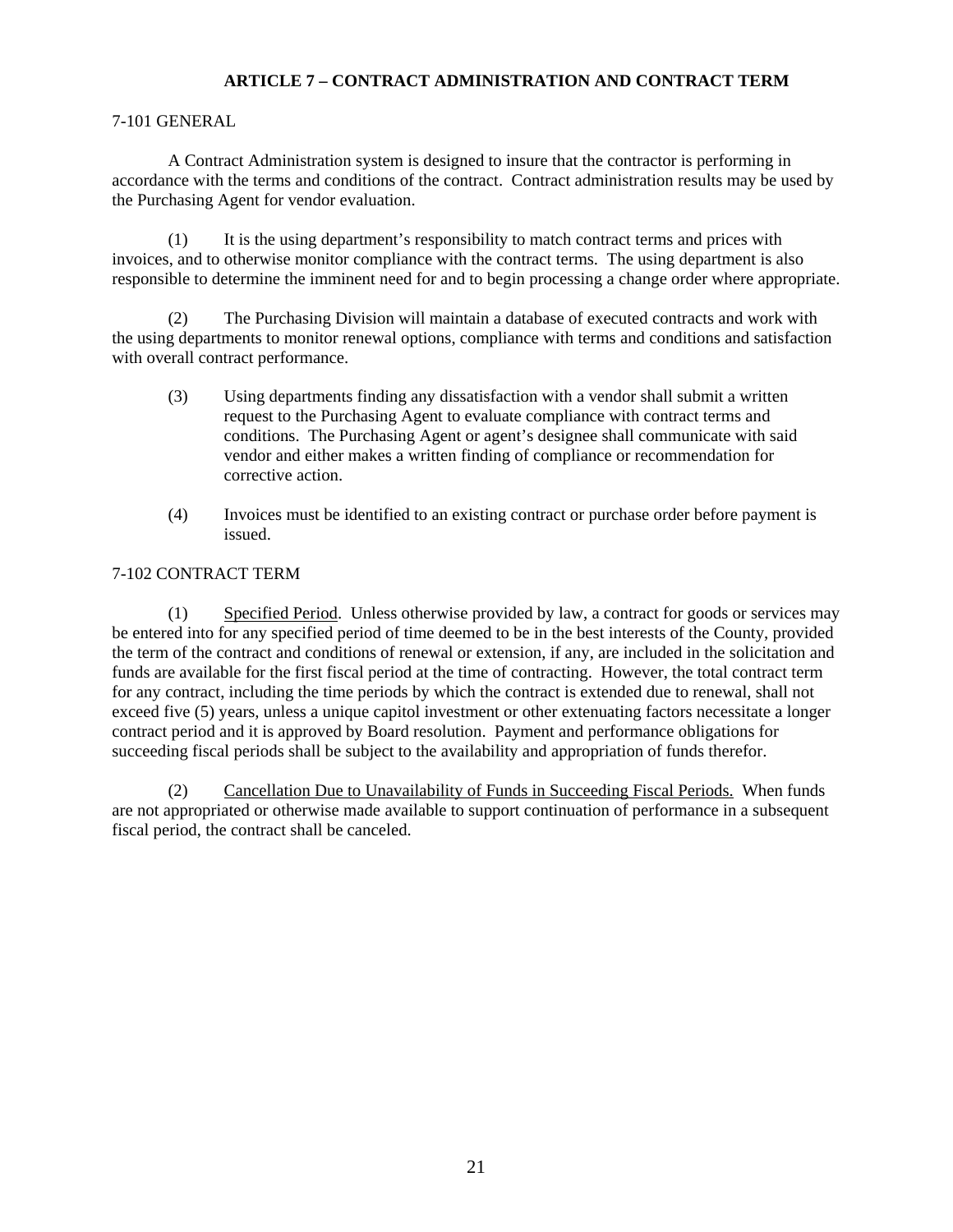## ARTICLE 7 – CONTRACT ADMINISTRATION AND CONTRACT TERM

7-101 GENERAL

A Contract Administration system is designed to insure that the contractor is performing in accordance with the terms and conditions of the contract. Contract administration results may be used by the Purchasing Agent for vendor evaluation.

(1) It is the using department's responsibility to match contract terms and prices with invoices, and to otherwise monitor compliance with the contract terms. The using department is also responsible to determine the imminent need for and to begin processing a change order where appropriate.

(2) The Purchasing Division will maintain a database of executed contracts and work with the using departments to monitor renewal options, compliance with terms and conditions and satisfaction with overall contract performance.

(3) Using departments finding any dissatisfaction with a vendor shall submit a written request to the Purchasing Agent to evaluate compliance with contract terms and conditions. The Purchasing Agent or agent's designee shall communicate with said vendor and either makes a written finding of compliance or recommendation for corrective action.

(4) Invoices must be identified to an existing contract or purchase order before payment is issued.

7-102 CONTRACT TERM

(1) Specified Period. Unless otherwise provided by law, a contract for goods or services may be entered into for any specified period of time deemed to be in the best interests of the County, provided the term of the contract and conditions of renewal or extension, if any, are included in the solicitation and funds are available for the first fiscal period at the time of contracting. However, the total contract term for any contract, including the time periods by which the contract is extended due to renewal, shall not exceed five (5) years, unless a unique capitol investment or other extenuating factors necessitate a longer contract period and it is approved by Board resolution. Payment and performance obligations for succeeding fiscal periods shall be subject to the availability and appropriation of funds therefor.

(2) Cancellation Due to Unavailability of Funds in Succeeding Fiscal Periods. When funds are not appropriated or otherwise made available to support continuation of performance in a subsequent fiscal period, the contract shall be canceled.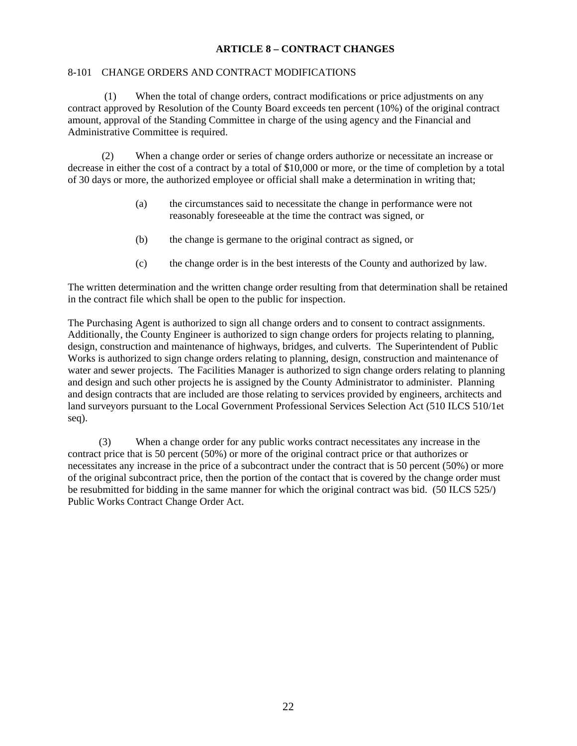## ARTICLE 8 – CONTRACT CHANGES

### 8-101 CHANGE ORDERS AND CONTRACT MODIFICATIONS

(1) When the total of change orders, contract modifications or price adjustments on any contract approved by Resolution of the County Board exceeds ten percent (10%) of the original contract amount, approval of the Standing Committee in charge of the using agency and the Financial and Administrative Committee is required.

(2) When a change order or series of change orders authorize or necessitate an increase or decrease in either the cost of a contract by a total of $10,000 or more, or the time of completion by a total of 30 days or more, the authorized employee or official shall make a determination in writing that;

- (a) the circumstances said to necessitate the change in performance were not reasonably foreseeable at the time the contract was signed, or
- (b) the change is germane to the original contract as signed, or
- (c) the change order is in the best interests of the County and authorized by law.

The written determination and the written change order resulting from that determination shall be retained in the contract file which shall be open to the public for inspection.

The Purchasing Agent is authorized to sign all change orders and to consent to contract assignments. Additionally, the County Engineer is authorized to sign change orders for projects relating to planning, design, construction and maintenance of highways, bridges, and culverts. The Superintendent of Public Works is authorized to sign change orders relating to planning, design, construction and maintenance of water and sewer projects. The Facilities Manager is authorized to sign change orders relating to planning and design and such other projects he is assigned by the County Administrator to administer. Planning and design contracts that are included are those relating to services provided by engineers, architects and land surveyors pursuant to the Local Government Professional Services Selection Act (510 ILCS 510/1et seq).

(3) When a change order for any public works contract necessitates any increase in the contract price that is 50 percent (50%) or more of the original contract price or that authorizes or necessitates any increase in the price of a subcontract under the contract that is 50 percent (50%) or more of the original subcontract price, then the portion of the contact that is covered by the change order must be resubmitted for bidding in the same manner for which the original contract was bid. (50 ILCS 525/) Public Works Contract Change Order Act.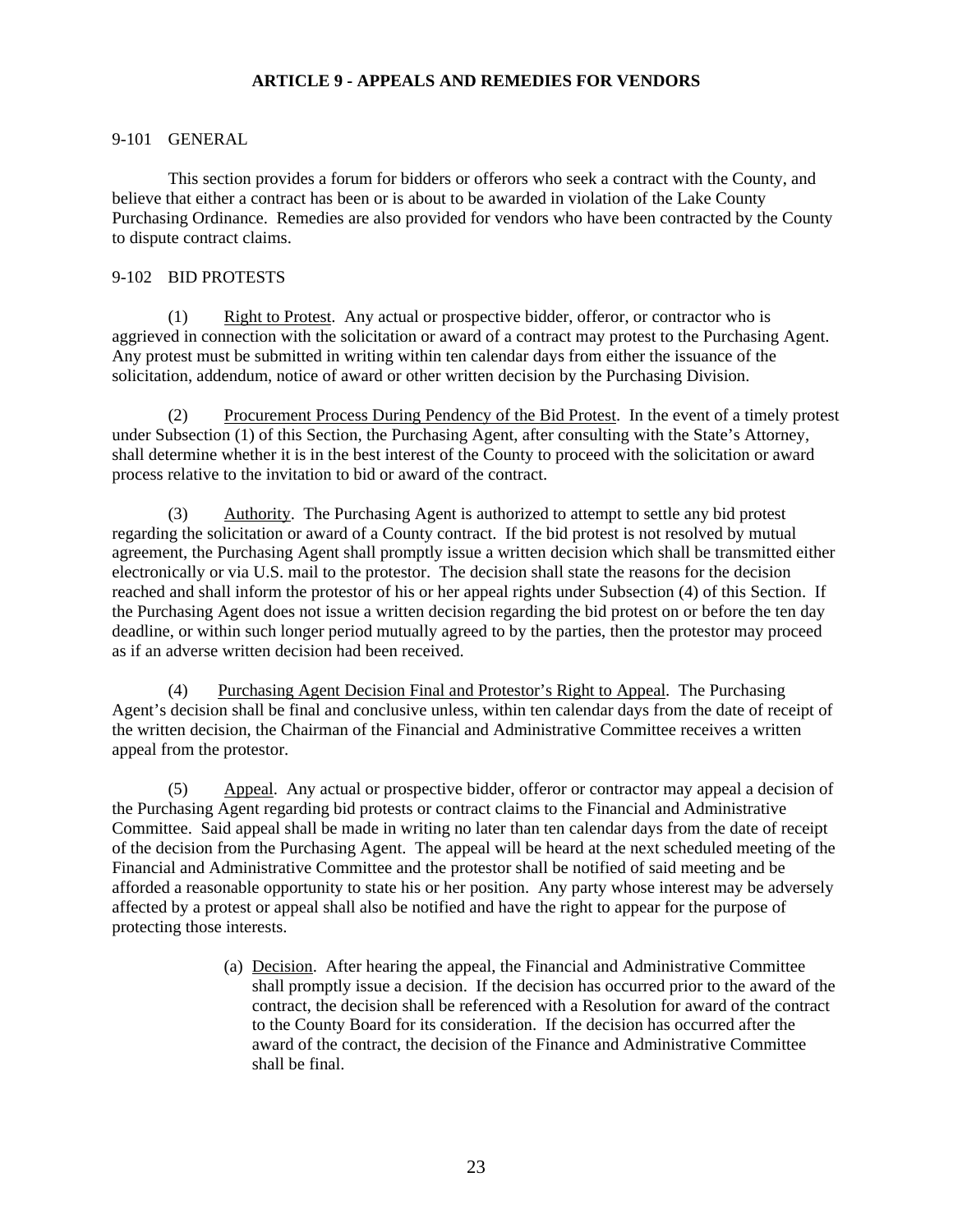# ARTICLE 9 - APPEALS AND REMEDIES FOR VENDORS

## 9-101 GENERAL

This section provides a forum for bidders or offerors who seek a contract with the County, and believe that either a contract has been or is about to be awarded in violation of the Lake County Purchasing Ordinance. Remedies are also provided for vendors who have been contracted by the County to dispute contract claims.

## 9-102 BID PROTESTS

(1) Right to Protest. Any actual or prospective bidder, offeror, or contractor who is aggrieved in connection with the solicitation or award of a contract may protest to the Purchasing Agent. Any protest must be submitted in writing within ten calendar days from either the issuance of the solicitation, addendum, notice of award or other written decision by the Purchasing Division.

(2) Procurement Process During Pendency of the Bid Protest. In the event of a timely protest under Subsection (1) of this Section, the Purchasing Agent, after consulting with the State's Attorney, shall determine whether it is in the best interest of the County to proceed with the solicitation or award process relative to the invitation to bid or award of the contract.

(3) Authority. The Purchasing Agent is authorized to attempt to settle any bid protest regarding the solicitation or award of a County contract. If the bid protest is not resolved by mutual agreement, the Purchasing Agent shall promptly issue a written decision which shall be transmitted either electronically or via U.S. mail to the protestor. The decision shall state the reasons for the decision reached and shall inform the protestor of his or her appeal rights under Subsection (4) of this Section. If the Purchasing Agent does not issue a written decision regarding the bid protest on or before the ten day deadline, or within such longer period mutually agreed to by the parties, then the protestor may proceed as if an adverse written decision had been received.

(4) Purchasing Agent Decision Final and Protestor's Right to Appeal. The Purchasing Agent's decision shall be final and conclusive unless, within ten calendar days from the date of receipt of the written decision, the Chairman of the Financial and Administrative Committee receives a written appeal from the protestor.

(5) Appeal. Any actual or prospective bidder, offeror or contractor may appeal a decision of the Purchasing Agent regarding bid protests or contract claims to the Financial and Administrative Committee. Said appeal shall be made in writing no later than ten calendar days from the date of receipt of the decision from the Purchasing Agent. The appeal will be heard at the next scheduled meeting of the Financial and Administrative Committee and the protestor shall be notified of said meeting and be afforded a reasonable opportunity to state his or her position. Any party whose interest may be adversely affected by a protest or appeal shall also be notified and have the right to appear for the purpose of protecting those interests.

(a) Decision. After hearing the appeal, the Financial and Administrative Committee shall promptly issue a decision. If the decision has occurred prior to the award of the contract, the decision shall be referenced with a Resolution for award of the contract to the County Board for its consideration. If the decision has occurred after the award of the contract, the decision of the Finance and Administrative Committee shall be final.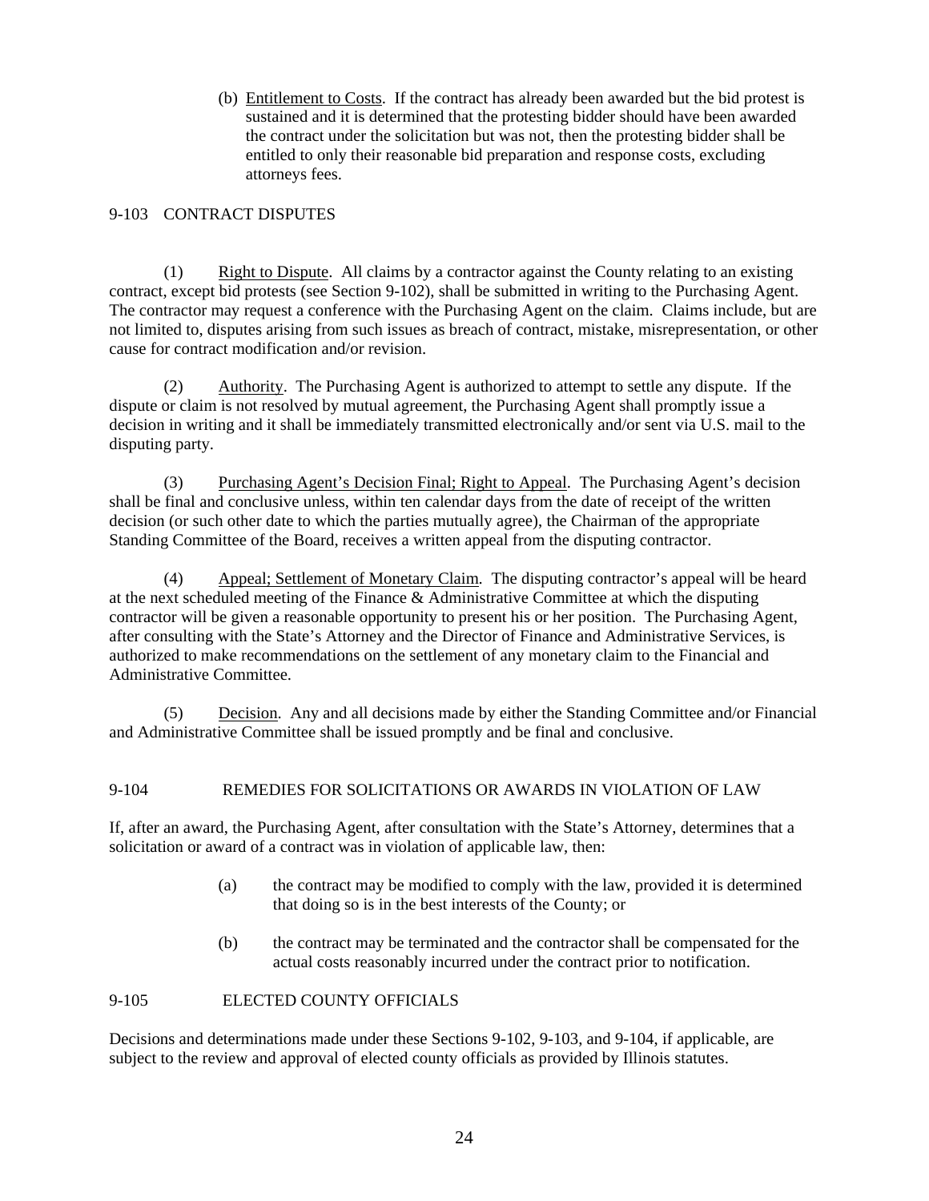(b) Entitlement to Costs. If the contract has already been awarded but the bid protest is sustained and it is determined that the protesting bidder should have been awarded the contract under the solicitation but was not, then the protesting bidder shall be entitled to only their reasonable bid preparation and response costs, excluding attorneys fees.

## 9-103 CONTRACT DISPUTES

(1) Right to Dispute. All claims by a contractor against the County relating to an existing contract, except bid protests (see Section 9-102), shall be submitted in writing to the Purchasing Agent. The contractor may request a conference with the Purchasing Agent on the claim. Claims include, but are not limited to, disputes arising from such issues as breach of contract, mistake, misrepresentation, or other cause for contract modification and/or revision.

(2) Authority. The Purchasing Agent is authorized to attempt to settle any dispute. If the dispute or claim is not resolved by mutual agreement, the Purchasing Agent shall promptly issue a decision in writing and it shall be immediately transmitted electronically and/or sent via U.S. mail to the disputing party.

(3) Purchasing Agent's Decision Final; Right to Appeal. The Purchasing Agent's decision shall be final and conclusive unless, within ten calendar days from the date of receipt of the written decision (or such other date to which the parties mutually agree), the Chairman of the appropriate Standing Committee of the Board, receives a written appeal from the disputing contractor.

(4) Appeal; Settlement of Monetary Claim. The disputing contractor's appeal will be heard at the next scheduled meeting of the Finance & Administrative Committee at which the disputing contractor will be given a reasonable opportunity to present his or her position. The Purchasing Agent, after consulting with the State's Attorney and the Director of Finance and Administrative Services, is authorized to make recommendations on the settlement of any monetary claim to the Financial and Administrative Committee.

(5) Decision. Any and all decisions made by either the Standing Committee and/or Financial and Administrative Committee shall be issued promptly and be final and conclusive.

## 9-104 REMEDIES FOR SOLICITATIONS OR AWARDS IN VIOLATION OF LAW

If, after an award, the Purchasing Agent, after consultation with the State's Attorney, determines that a solicitation or award of a contract was in violation of applicable law, then:

(a) the contract may be modified to comply with the law, provided it is determined that doing so is in the best interests of the County; or

(b) the contract may be terminated and the contractor shall be compensated for the actual costs reasonably incurred under the contract prior to notification.

## 9-105 ELECTED COUNTY OFFICIALS

Decisions and determinations made under these Sections 9-102, 9-103, and 9-104, if applicable, are subject to the review and approval of elected county officials as provided by Illinois statutes.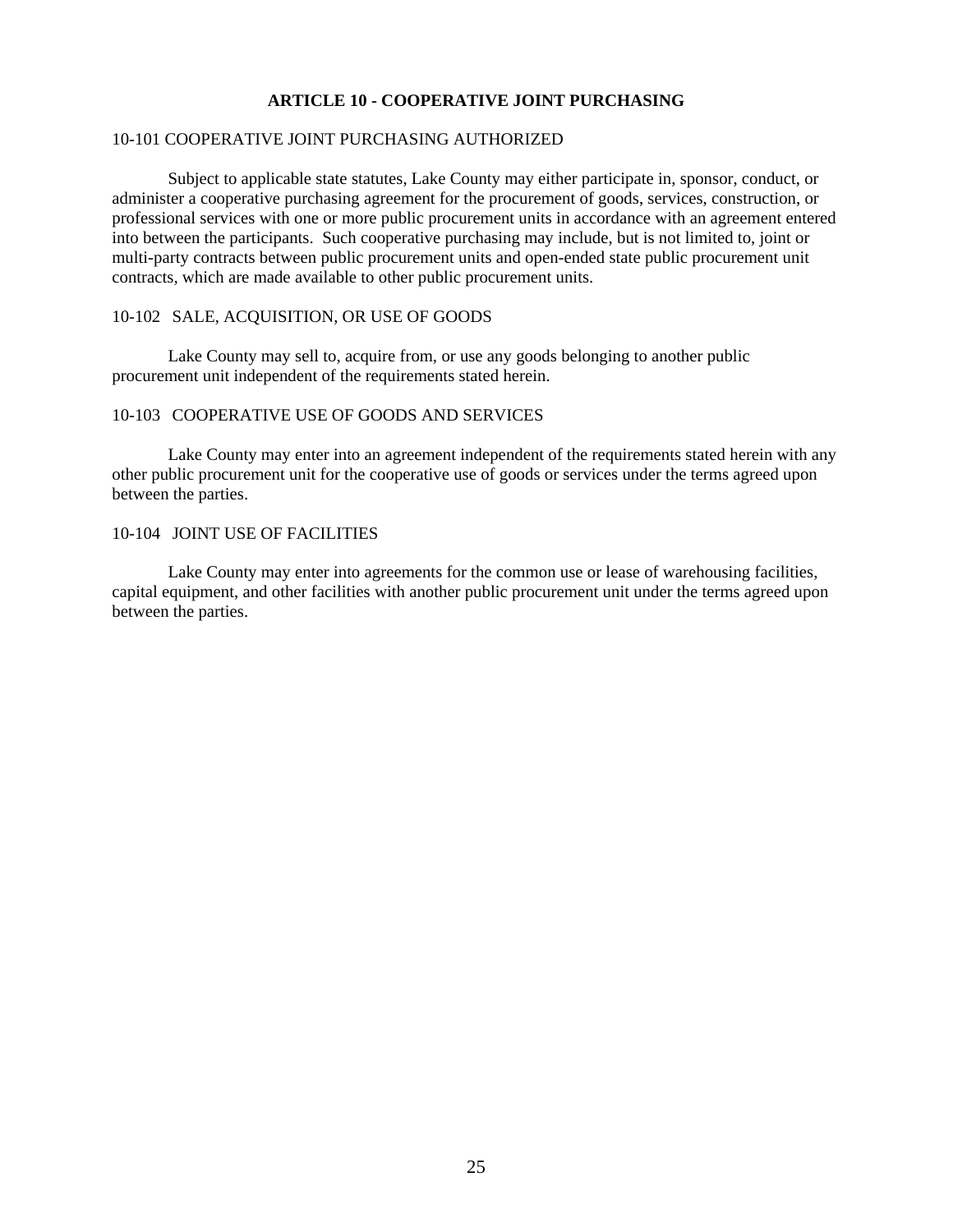# ARTICLE 10 - COOPERATIVE JOINT PURCHASING

## 10-101 COOPERATIVE JOINT PURCHASING AUTHORIZED

Subject to applicable state statutes, Lake County may either participate in, sponsor, conduct, or administer a cooperative purchasing agreement for the procurement of goods, services, construction, or professional services with one or more public procurement units in accordance with an agreement entered into between the participants. Such cooperative purchasing may include, but is not limited to, joint or multi-party contracts between public procurement units and open-ended state public procurement unit contracts, which are made available to other public procurement units.

## 10-102 SALE, ACQUISITION, OR USE OF GOODS

Lake County may sell to, acquire from, or use any goods belonging to another public procurement unit independent of the requirements stated herein.

## 10-103 COOPERATIVE USE OF GOODS AND SERVICES

Lake County may enter into an agreement independent of the requirements stated herein with any other public procurement unit for the cooperative use of goods or services under the terms agreed upon between the parties.

## 10-104 JOINT USE OF FACILITIES

Lake County may enter into agreements for the common use or lease of warehousing facilities, capital equipment, and other facilities with another public procurement unit under the terms agreed upon between the parties.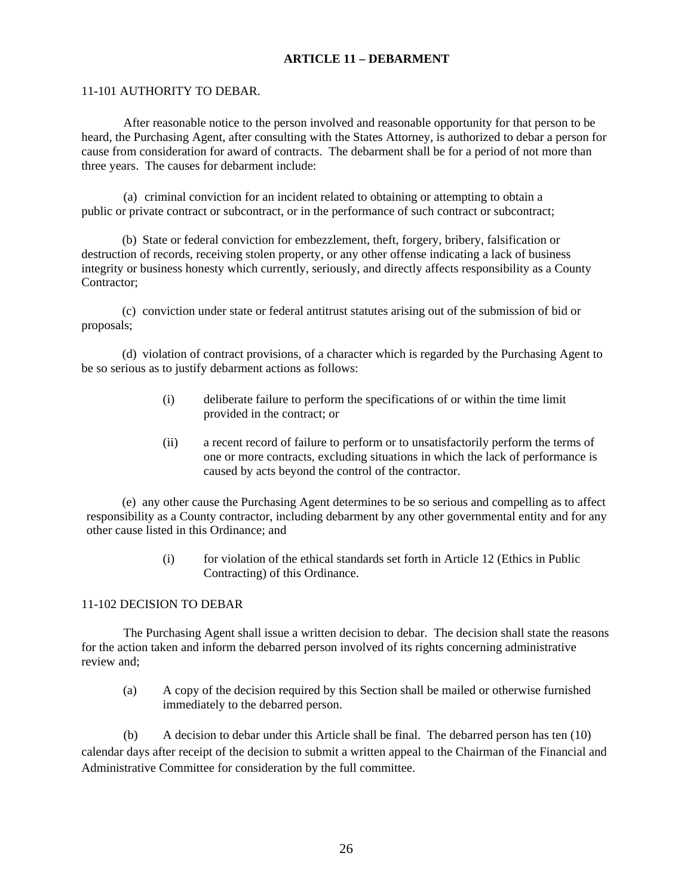# ARTICLE 11 – DEBARMENT

## 11-101 AUTHORITY TO DEBAR.

After reasonable notice to the person involved and reasonable opportunity for that person to be heard, the Purchasing Agent, after consulting with the States Attorney, is authorized to debar a person for cause from consideration for award of contracts. The debarment shall be for a period of not more than three years. The causes for debarment include:

(a) criminal conviction for an incident related to obtaining or attempting to obtain a public or private contract or subcontract, or in the performance of such contract or subcontract;

(b) State or federal conviction for embezzlement, theft, forgery, bribery, falsification or destruction of records, receiving stolen property, or any other offense indicating a lack of business integrity or business honesty which currently, seriously, and directly affects responsibility as a County Contractor;

(c) conviction under state or federal antitrust statutes arising out of the submission of bid or proposals;

(d) violation of contract provisions, of a character which is regarded by the Purchasing Agent to be so serious as to justify debarment actions as follows:

- (i) deliberate failure to perform the specifications of or within the time limit provided in the contract; or
- (ii) a recent record of failure to perform or to unsatisfactorily perform the terms of one or more contracts, excluding situations in which the lack of performance is caused by acts beyond the control of the contractor.

(e) any other cause the Purchasing Agent determines to be so serious and compelling as to affect responsibility as a County contractor, including debarment by any other governmental entity and for any other cause listed in this Ordinance; and

- (i) for violation of the ethical standards set forth in Article 12 (Ethics in Public Contracting) of this Ordinance.

## 11-102 DECISION TO DEBAR

The Purchasing Agent shall issue a written decision to debar. The decision shall state the reasons for the action taken and inform the debarred person involved of its rights concerning administrative review and;

(a) A copy of the decision required by this Section shall be mailed or otherwise furnished immediately to the debarred person.

(b) A decision to debar under this Article shall be final. The debarred person has ten (10) calendar days after receipt of the decision to submit a written appeal to the Chairman of the Financial and Administrative Committee for consideration by the full committee.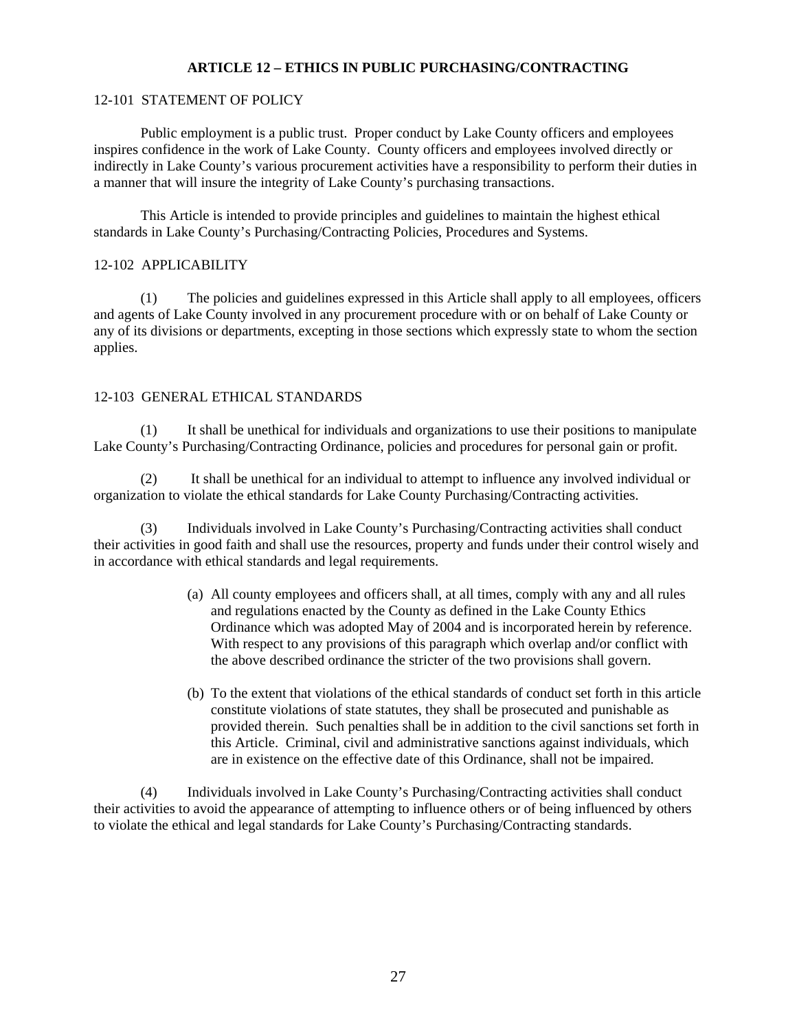## ARTICLE 12 – ETHICS IN PUBLIC PURCHASING/CONTRACTING

### 12-101 STATEMENT OF POLICY

Public employment is a public trust. Proper conduct by Lake County officers and employees inspires confidence in the work of Lake County. County officers and employees involved directly or indirectly in Lake County's various procurement activities have a responsibility to perform their duties in a manner that will insure the integrity of Lake County's purchasing transactions.

This Article is intended to provide principles and guidelines to maintain the highest ethical standards in Lake County's Purchasing/Contracting Policies, Procedures and Systems.

### 12-102 APPLICABILITY

(1) The policies and guidelines expressed in this Article shall apply to all employees, officers and agents of Lake County involved in any procurement procedure with or on behalf of Lake County or any of its divisions or departments, excepting in those sections which expressly state to whom the section applies.

### 12-103 GENERAL ETHICAL STANDARDS

(1) It shall be unethical for individuals and organizations to use their positions to manipulate Lake County's Purchasing/Contracting Ordinance, policies and procedures for personal gain or profit.

(2) It shall be unethical for an individual to attempt to influence any involved individual or organization to violate the ethical standards for Lake County Purchasing/Contracting activities.

(3) Individuals involved in Lake County's Purchasing/Contracting activities shall conduct their activities in good faith and shall use the resources, property and funds under their control wisely and in accordance with ethical standards and legal requirements.

(a) All county employees and officers shall, at all times, comply with any and all rules and regulations enacted by the County as defined in the Lake County Ethics Ordinance which was adopted May of 2004 and is incorporated herein by reference. With respect to any provisions of this paragraph which overlap and/or conflict with the above described ordinance the stricter of the two provisions shall govern.

(b) To the extent that violations of the ethical standards of conduct set forth in this article constitute violations of state statutes, they shall be prosecuted and punishable as provided therein. Such penalties shall be in addition to the civil sanctions set forth in this Article. Criminal, civil and administrative sanctions against individuals, which are in existence on the effective date of this Ordinance, shall not be impaired.

(4) Individuals involved in Lake County's Purchasing/Contracting activities shall conduct their activities to avoid the appearance of attempting to influence others or of being influenced by others to violate the ethical and legal standards for Lake County's Purchasing/Contracting standards.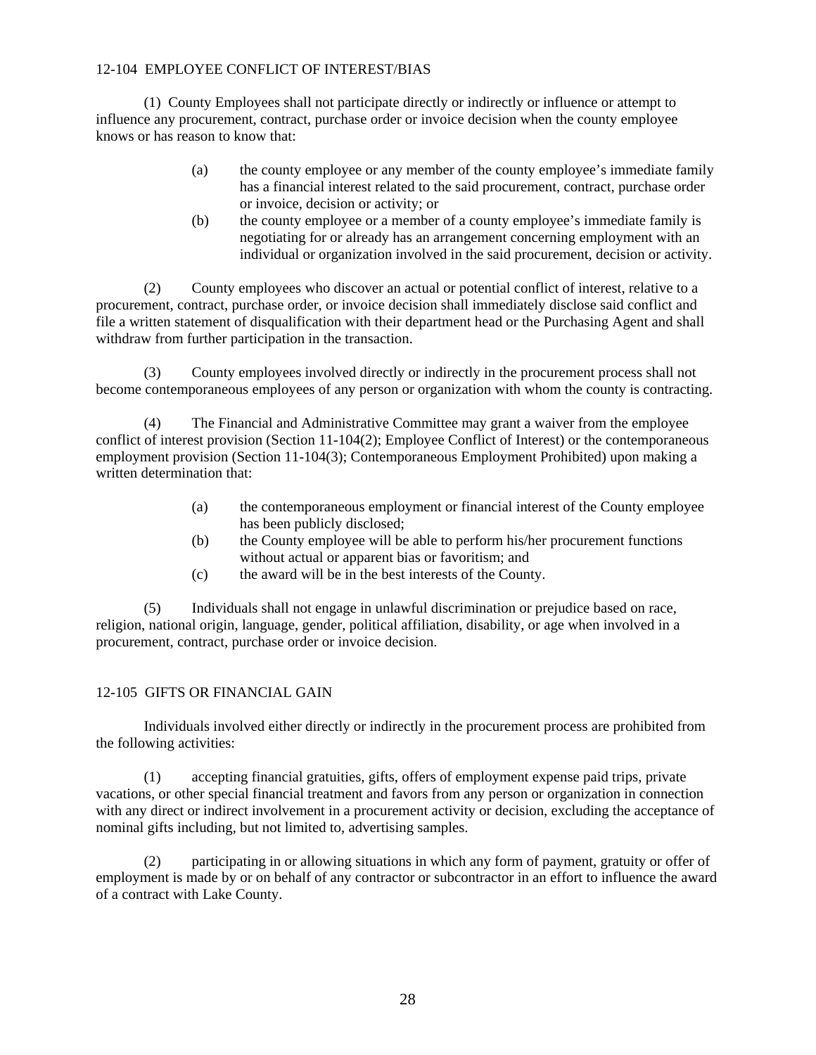### 12-104 EMPLOYEE CONFLICT OF INTEREST/BIAS

(1) County Employees shall not participate directly or indirectly or influence or attempt to influence any procurement, contract, purchase order or invoice decision when the county employee knows or has reason to know that:

- (a) the county employee or any member of the county employee's immediate family has a financial interest related to the said procurement, contract, purchase order or invoice, decision or activity; or
- (b) the county employee or a member of a county employee's immediate family is negotiating for or already has an arrangement concerning employment with an individual or organization involved in the said procurement, decision or activity.

(2) County employees who discover an actual or potential conflict of interest, relative to a procurement, contract, purchase order, or invoice decision shall immediately disclose said conflict and file a written statement of disqualification with their department head or the Purchasing Agent and shall withdraw from further participation in the transaction.

(3) County employees involved directly or indirectly in the procurement process shall not become contemporaneous employees of any person or organization with whom the county is contracting.

(4) The Financial and Administrative Committee may grant a waiver from the employee conflict of interest provision (Section 11-104(2); Employee Conflict of Interest) or the contemporaneous employment provision (Section 11-104(3); Contemporaneous Employment Prohibited) upon making a written determination that:

- (a) the contemporaneous employment or financial interest of the County employee has been publicly disclosed;
- (b) the County employee will be able to perform his/her procurement functions without actual or apparent bias or favoritism; and
- (c) the award will be in the best interests of the County.

(5) Individuals shall not engage in unlawful discrimination or prejudice based on race, religion, national origin, language, gender, political affiliation, disability, or age when involved in a procurement, contract, purchase order or invoice decision.

### 12-105 GIFTS OR FINANCIAL GAIN

Individuals involved either directly or indirectly in the procurement process are prohibited from the following activities:

(1) accepting financial gratuities, gifts, offers of employment expense paid trips, private vacations, or other special financial treatment and favors from any person or organization in connection with any direct or indirect involvement in a procurement activity or decision, excluding the acceptance of nominal gifts including, but not limited to, advertising samples.

(2) participating in or allowing situations in which any form of payment, gratuity or offer of employment is made by or on behalf of any contractor or subcontractor in an effort to influence the award of a contract with Lake County.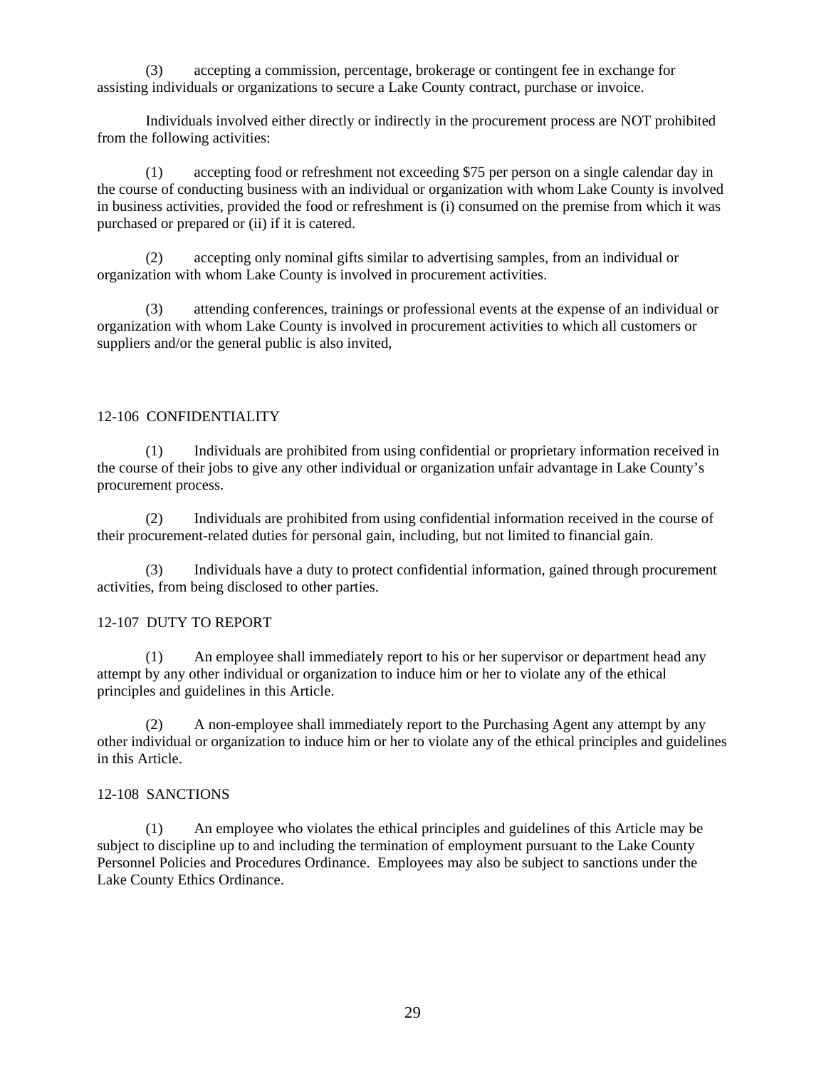(3) accepting a commission, percentage, brokerage or contingent fee in exchange for assisting individuals or organizations to secure a Lake County contract, purchase or invoice.

Individuals involved either directly or indirectly in the procurement process are NOT prohibited from the following activities:

(1) accepting food or refreshment not exceeding $75 per person on a single calendar day in the course of conducting business with an individual or organization with whom Lake County is involved in business activities, provided the food or refreshment is (i) consumed on the premise from which it was purchased or prepared or (ii) if it is catered.

(2) accepting only nominal gifts similar to advertising samples, from an individual or organization with whom Lake County is involved in procurement activities.

(3) attending conferences, trainings or professional events at the expense of an individual or organization with whom Lake County is involved in procurement activities to which all customers or suppliers and/or the general public is also invited,

## 12-106 CONFIDENTIALITY

(1) Individuals are prohibited from using confidential or proprietary information received in the course of their jobs to give any other individual or organization unfair advantage in Lake County's procurement process.

(2) Individuals are prohibited from using confidential information received in the course of their procurement-related duties for personal gain, including, but not limited to financial gain.

(3) Individuals have a duty to protect confidential information, gained through procurement activities, from being disclosed to other parties.

## 12-107 DUTY TO REPORT

(1) An employee shall immediately report to his or her supervisor or department head any attempt by any other individual or organization to induce him or her to violate any of the ethical principles and guidelines in this Article.

(2) A non-employee shall immediately report to the Purchasing Agent any attempt by any other individual or organization to induce him or her to violate any of the ethical principles and guidelines in this Article.

## 12-108 SANCTIONS

(1) An employee who violates the ethical principles and guidelines of this Article may be subject to discipline up to and including the termination of employment pursuant to the Lake County Personnel Policies and Procedures Ordinance. Employees may also be subject to sanctions under the Lake County Ethics Ordinance.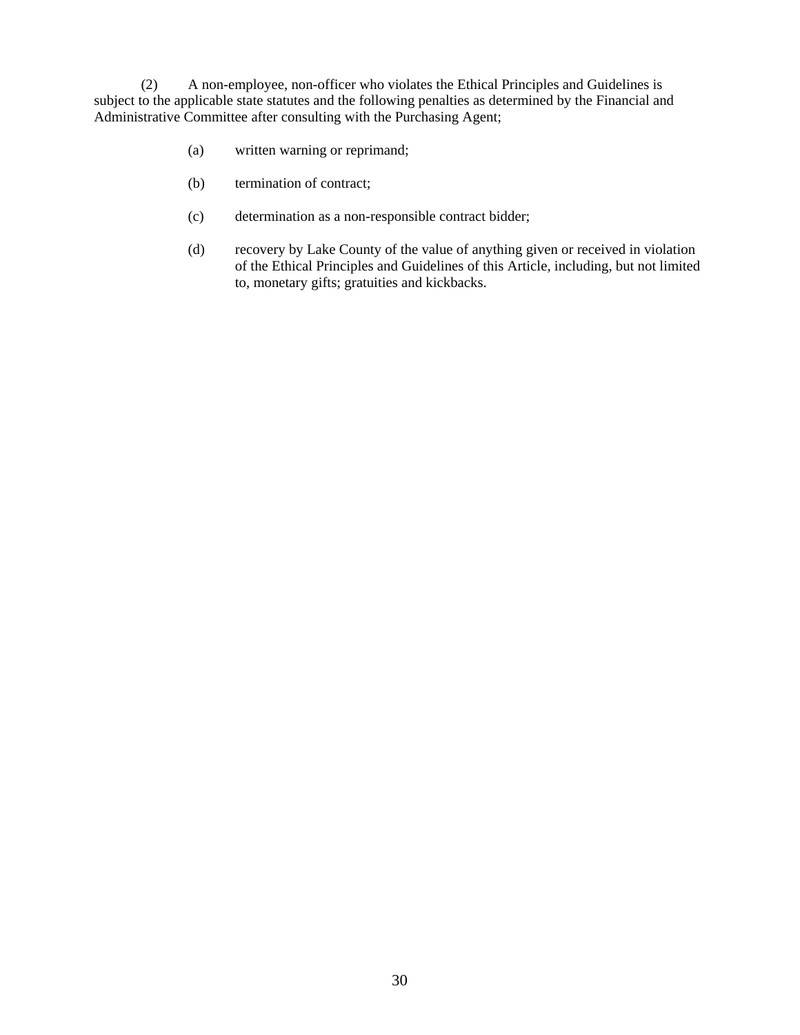(2) A non-employee, non-officer who violates the Ethical Principles and Guidelines is subject to the applicable state statutes and the following penalties as determined by the Financial and Administrative Committee after consulting with the Purchasing Agent;

(a) written warning or reprimand;

(b) termination of contract;

(c) determination as a non-responsible contract bidder;

(d) recovery by Lake County of the value of anything given or received in violation of the Ethical Principles and Guidelines of this Article, including, but not limited to, monetary gifts; gratuities and kickbacks.